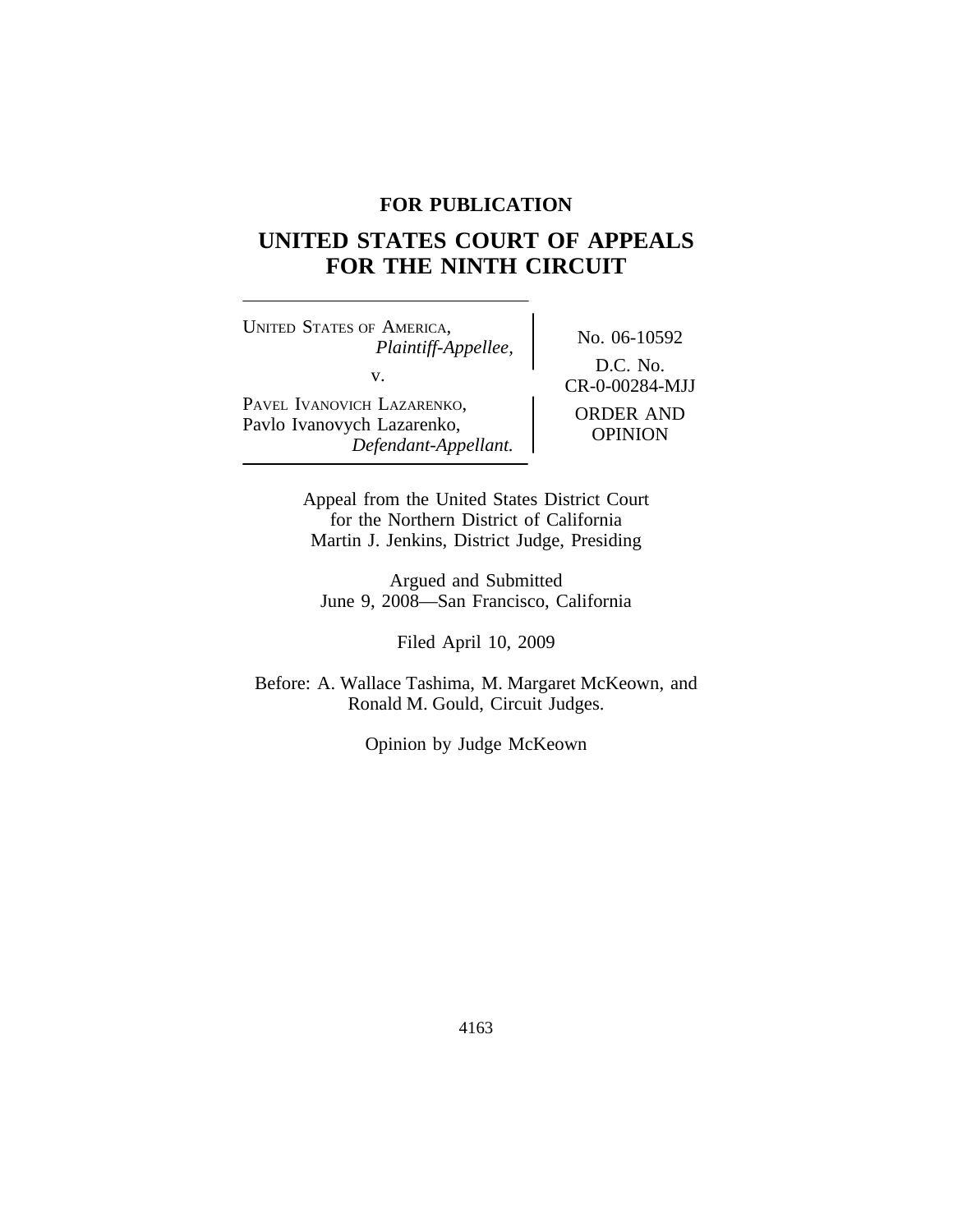**FOR PUBLICATION**

# UNITED STATES COURT OF APPEALS FOR THE NINTH CIRCUIT

| | |
|---|---|
| UNITED STATES OF AMERICA, *Plaintiff-Appellee,* v. PAVEL IVANOVICH LAZARENKO, Pavlo Ivanovych Lazarenko, *Defendant-Appellant.* | No. 06-10592 D.C. No. CR-0-00284-MJJ ORDER AND OPINION |

Appeal from the United States District Court for the Northern District of California
Martin J. Jenkins, District Judge, Presiding

Argued and Submitted
June 9, 2008—San Francisco, California

Filed April 10, 2009

Before: A. Wallace Tashima, M. Margaret McKeown, and Ronald M. Gould, Circuit Judges.

Opinion by Judge McKeown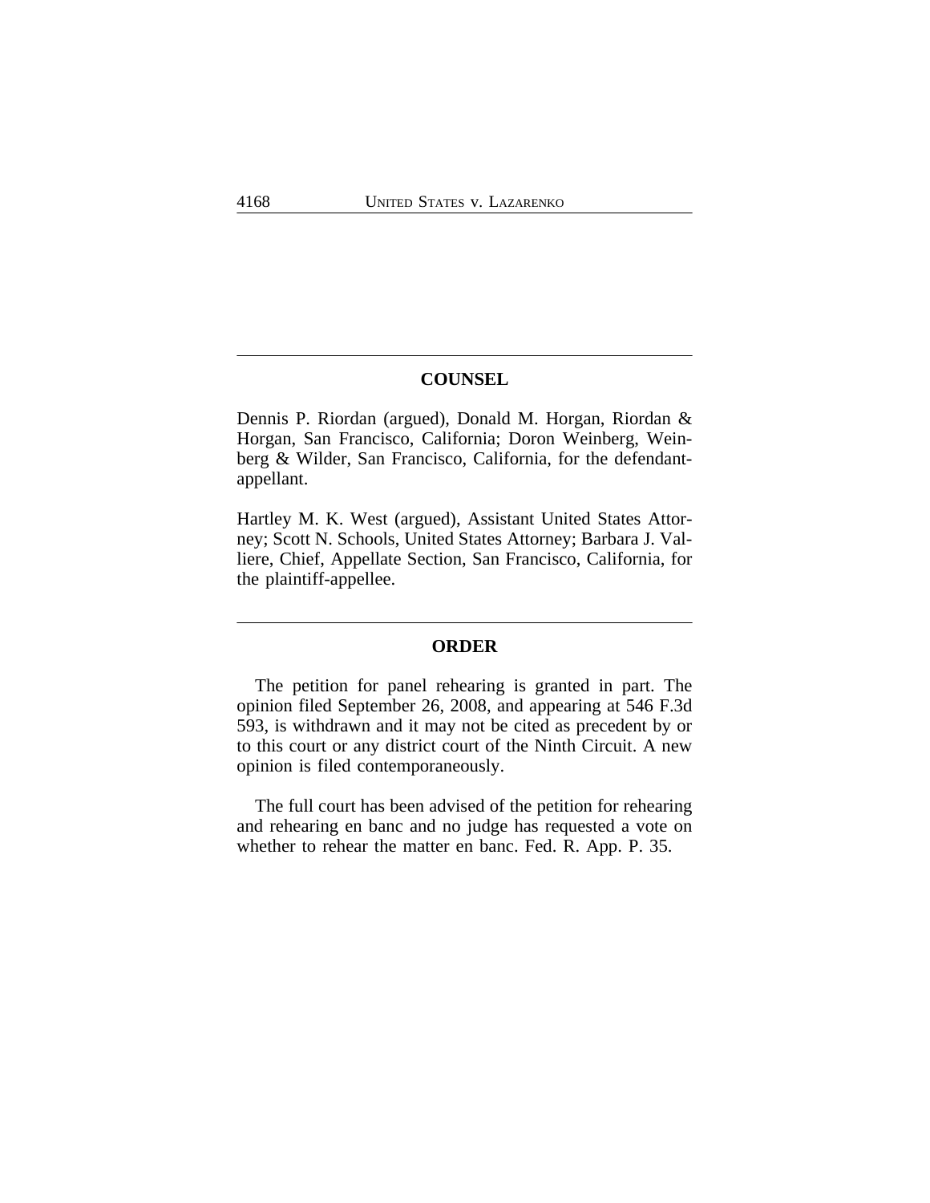## COUNSEL

Dennis P. Riordan (argued), Donald M. Horgan, Riordan & Horgan, San Francisco, California; Doron Weinberg, Weinberg & Wilder, San Francisco, California, for the defendant-appellant.

Hartley M. K. West (argued), Assistant United States Attorney; Scott N. Schools, United States Attorney; Barbara J. Valliere, Chief, Appellate Section, San Francisco, California, for the plaintiff-appellee.

## ORDER

The petition for panel rehearing is granted in part. The opinion filed September 26, 2008, and appearing at 546 F.3d 593, is withdrawn and it may not be cited as precedent by or to this court or any district court of the Ninth Circuit. A new opinion is filed contemporaneously.

The full court has been advised of the petition for rehearing and rehearing en banc and no judge has requested a vote on whether to rehear the matter en banc. Fed. R. App. P. 35.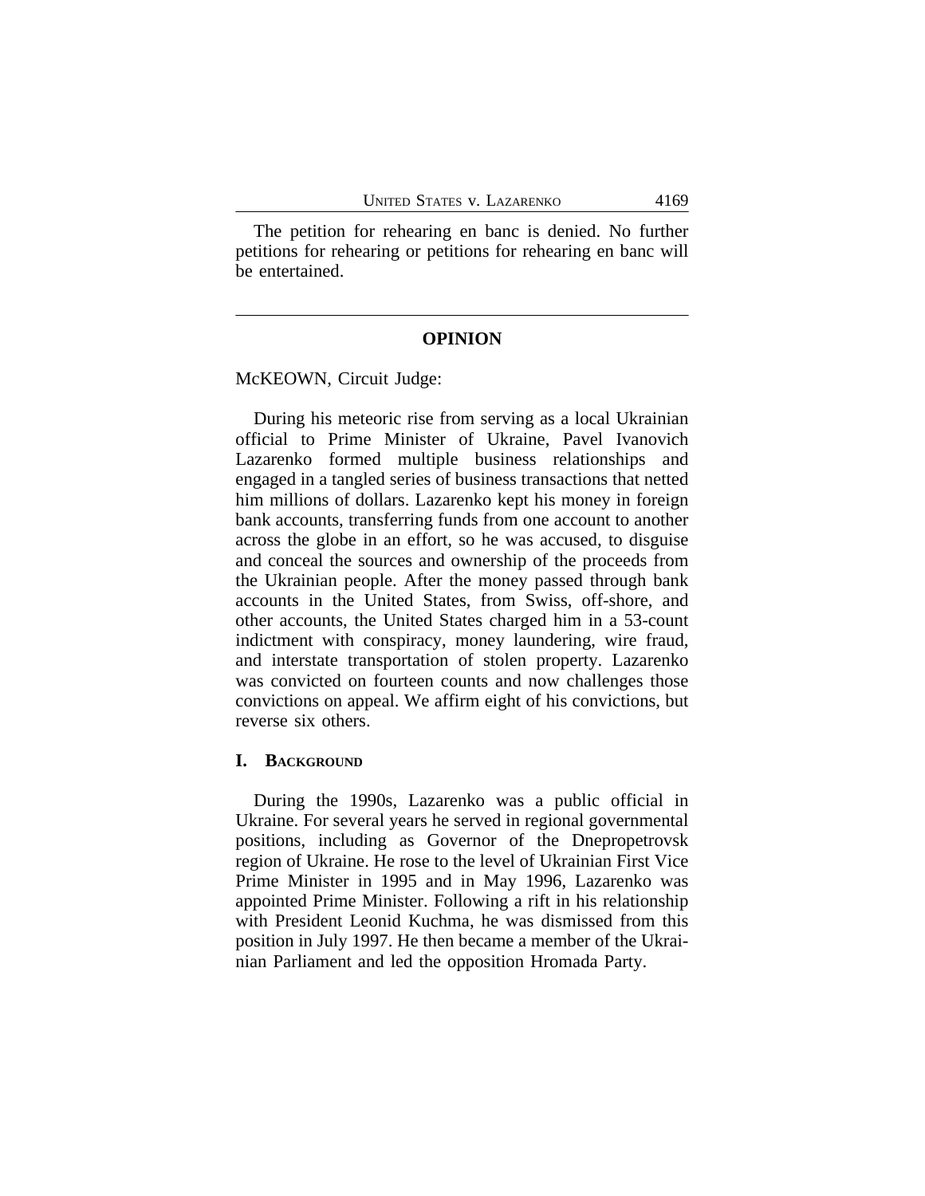The petition for rehearing en banc is denied. No further petitions for rehearing or petitions for rehearing en banc will be entertained.

---

## OPINION

McKEOWN, Circuit Judge:

During his meteoric rise from serving as a local Ukrainian official to Prime Minister of Ukraine, Pavel Ivanovich Lazarenko formed multiple business relationships and engaged in a tangled series of business transactions that netted him millions of dollars. Lazarenko kept his money in foreign bank accounts, transferring funds from one account to another across the globe in an effort, so he was accused, to disguise and conceal the sources and ownership of the proceeds from the Ukrainian people. After the money passed through bank accounts in the United States, from Swiss, off-shore, and other accounts, the United States charged him in a 53-count indictment with conspiracy, money laundering, wire fraud, and interstate transportation of stolen property. Lazarenko was convicted on fourteen counts and now challenges those convictions on appeal. We affirm eight of his convictions, but reverse six others.

### I. Background

During the 1990s, Lazarenko was a public official in Ukraine. For several years he served in regional governmental positions, including as Governor of the Dnepropetrovsk region of Ukraine. He rose to the level of Ukrainian First Vice Prime Minister in 1995 and in May 1996, Lazarenko was appointed Prime Minister. Following a rift in his relationship with President Leonid Kuchma, he was dismissed from this position in July 1997. He then became a member of the Ukrainian Parliament and led the opposition Hromada Party.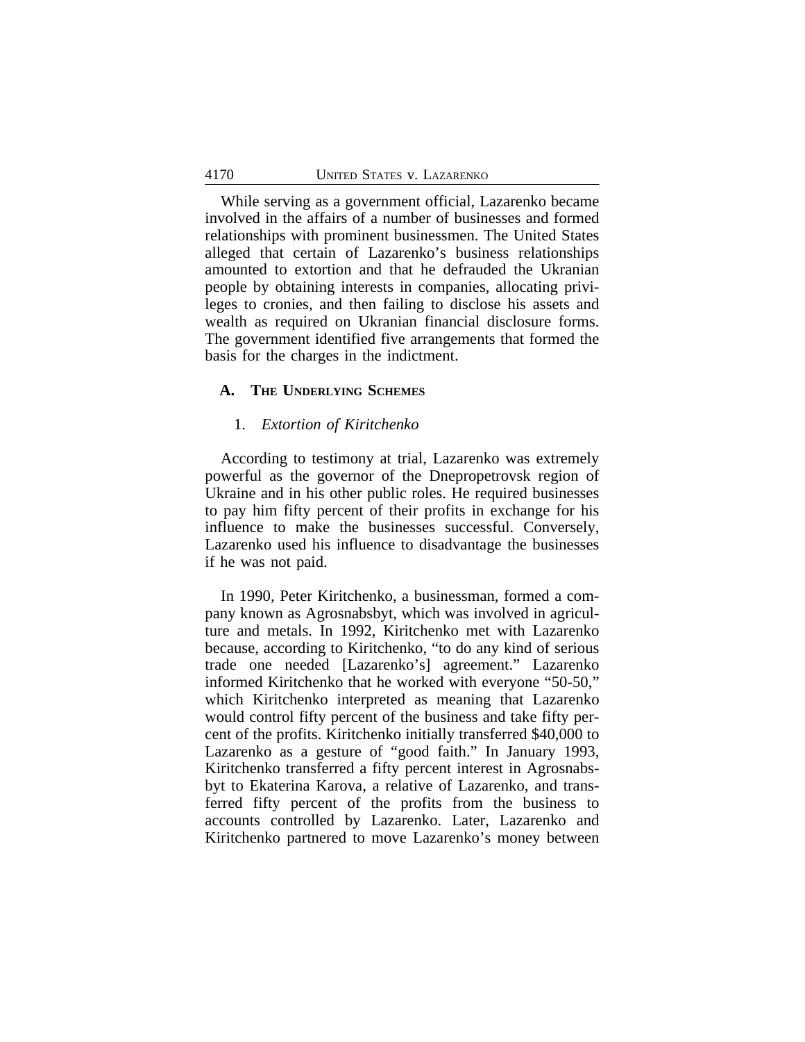While serving as a government official, Lazarenko became involved in the affairs of a number of businesses and formed relationships with prominent businessmen. The United States alleged that certain of Lazarenko's business relationships amounted to extortion and that he defrauded the Ukranian people by obtaining interests in companies, allocating privileges to cronies, and then failing to disclose his assets and wealth as required on Ukranian financial disclosure forms. The government identified five arrangements that formed the basis for the charges in the indictment.

### A. The Underlying Schemes

#### 1. *Extortion of Kiritchenko*

According to testimony at trial, Lazarenko was extremely powerful as the governor of the Dnepropetrovsk region of Ukraine and in his other public roles. He required businesses to pay him fifty percent of their profits in exchange for his influence to make the businesses successful. Conversely, Lazarenko used his influence to disadvantage the businesses if he was not paid.

In 1990, Peter Kiritchenko, a businessman, formed a company known as Agrosnabsbyt, which was involved in agriculture and metals. In 1992, Kiritchenko met with Lazarenko because, according to Kiritchenko, "to do any kind of serious trade one needed [Lazarenko's] agreement." Lazarenko informed Kiritchenko that he worked with everyone "50-50," which Kiritchenko interpreted as meaning that Lazarenko would control fifty percent of the business and take fifty percent of the profits. Kiritchenko initially transferred $40,000 to Lazarenko as a gesture of "good faith." In January 1993, Kiritchenko transferred a fifty percent interest in Agrosnabsbyt to Ekaterina Karova, a relative of Lazarenko, and transferred fifty percent of the profits from the business to accounts controlled by Lazarenko. Later, Lazarenko and Kiritchenko partnered to move Lazarenko's money between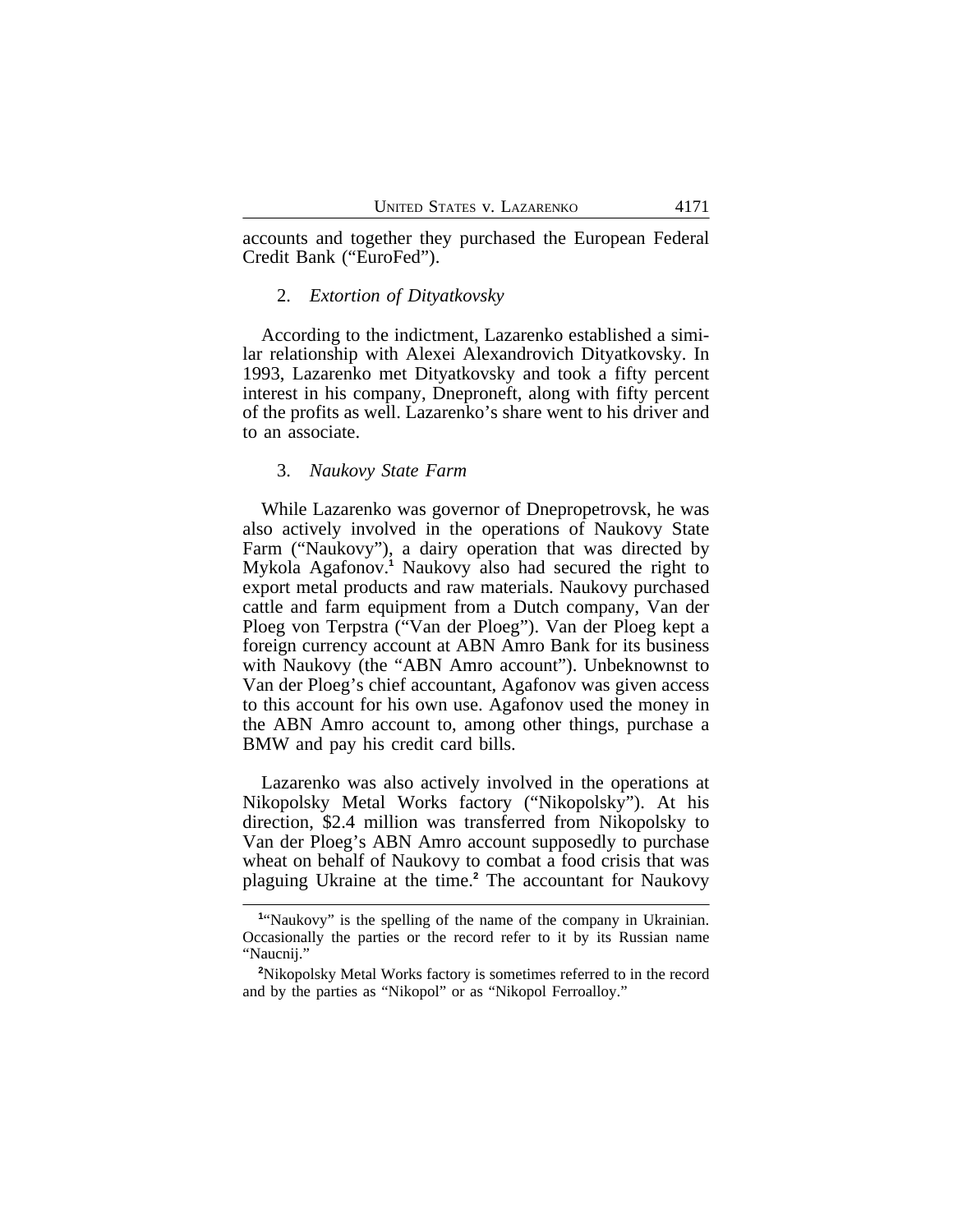accounts and together they purchased the European Federal Credit Bank ("EuroFed").

2. *Extortion of Dityatkovsky*

According to the indictment, Lazarenko established a similar relationship with Alexei Alexandrovich Dityatkovsky. In 1993, Lazarenko met Dityatkovsky and took a fifty percent interest in his company, Dneproneft, along with fifty percent of the profits as well. Lazarenko's share went to his driver and to an associate.

3. *Naukovy State Farm*

While Lazarenko was governor of Dnepropetrovsk, he was also actively involved in the operations of Naukovy State Farm ("Naukovy"), a dairy operation that was directed by Mykola Agafonov.[1] Naukovy also had secured the right to export metal products and raw materials. Naukovy purchased cattle and farm equipment from a Dutch company, Van der Ploeg von Terpstra ("Van der Ploeg"). Van der Ploeg kept a foreign currency account at ABN Amro Bank for its business with Naukovy (the "ABN Amro account"). Unbeknownst to Van der Ploeg's chief accountant, Agafonov was given access to this account for his own use. Agafonov used the money in the ABN Amro account to, among other things, purchase a BMW and pay his credit card bills.

Lazarenko was also actively involved in the operations at Nikopolsky Metal Works factory ("Nikopolsky"). At his direction, $2.4 million was transferred from Nikopolsky to Van der Ploeg's ABN Amro account supposedly to purchase wheat on behalf of Naukovy to combat a food crisis that was plaguing Ukraine at the time.[2] The accountant for Naukovy

[1] "Naukovy" is the spelling of the name of the company in Ukrainian. Occasionally the parties or the record refer to it by its Russian name "Naucnij."

[2] Nikopolsky Metal Works factory is sometimes referred to in the record and by the parties as "Nikopol" or as "Nikopol Ferroalloy."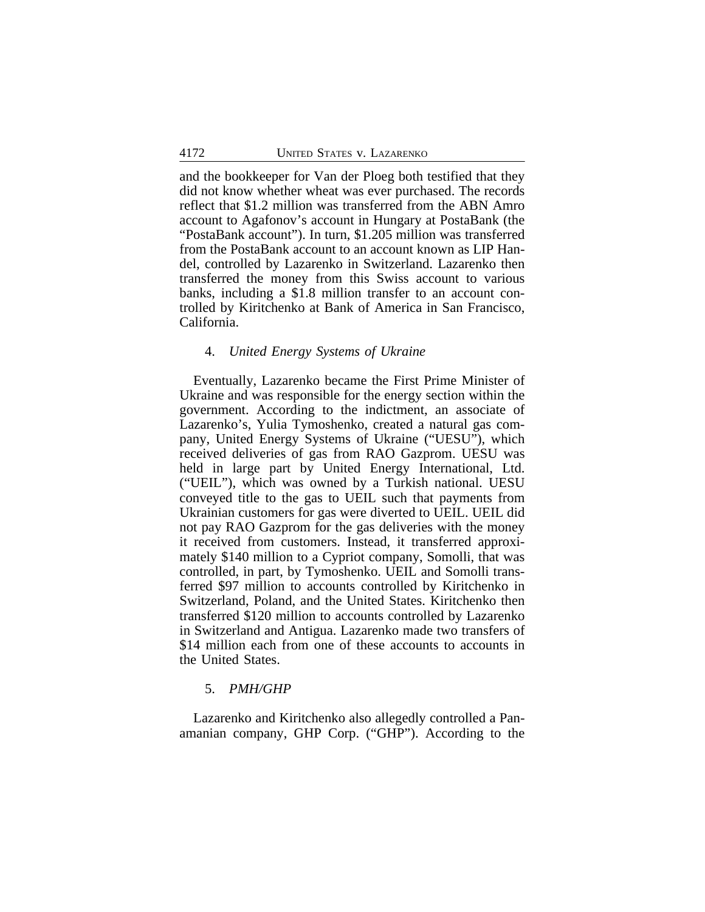and the bookkeeper for Van der Ploeg both testified that they did not know whether wheat was ever purchased. The records reflect that $1.2 million was transferred from the ABN Amro account to Agafonov's account in Hungary at PostaBank (the "PostaBank account"). In turn, $1.205 million was transferred from the PostaBank account to an account known as LIP Handel, controlled by Lazarenko in Switzerland. Lazarenko then transferred the money from this Swiss account to various banks, including a $1.8 million transfer to an account controlled by Kiritchenko at Bank of America in San Francisco, California.

4. *United Energy Systems of Ukraine*

Eventually, Lazarenko became the First Prime Minister of Ukraine and was responsible for the energy section within the government. According to the indictment, an associate of Lazarenko's, Yulia Tymoshenko, created a natural gas company, United Energy Systems of Ukraine ("UESU"), which received deliveries of gas from RAO Gazprom. UESU was held in large part by United Energy International, Ltd. ("UEIL"), which was owned by a Turkish national. UESU conveyed title to the gas to UEIL such that payments from Ukrainian customers for gas were diverted to UEIL. UEIL did not pay RAO Gazprom for the gas deliveries with the money it received from customers. Instead, it transferred approximately $140 million to a Cypriot company, Somolli, that was controlled, in part, by Tymoshenko. UEIL and Somolli transferred $97 million to accounts controlled by Kiritchenko in Switzerland, Poland, and the United States. Kiritchenko then transferred $120 million to accounts controlled by Lazarenko in Switzerland and Antigua. Lazarenko made two transfers of $14 million each from one of these accounts to accounts in the United States.

5. *PMH/GHP*

Lazarenko and Kiritchenko also allegedly controlled a Panamanian company, GHP Corp. ("GHP"). According to the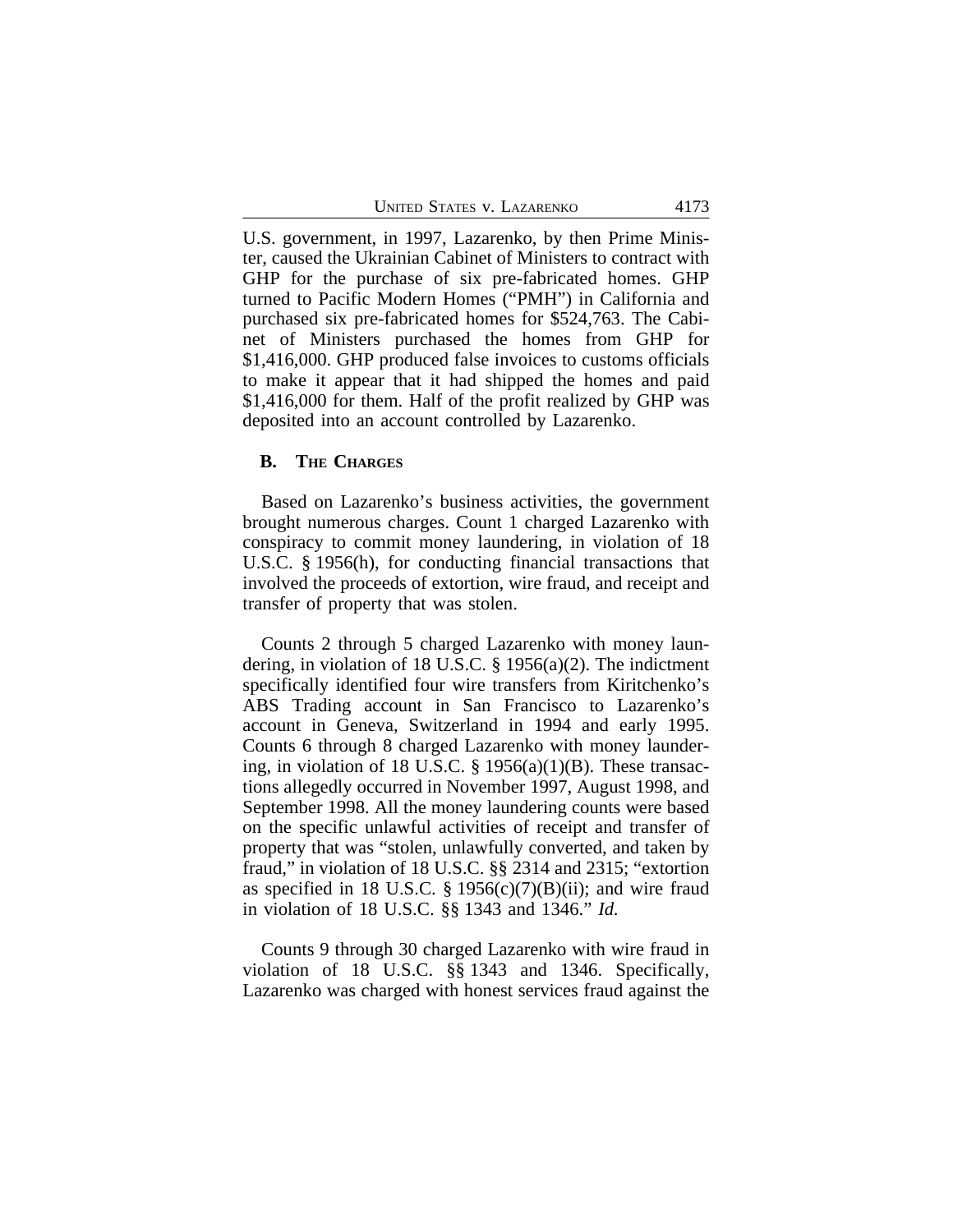U.S. government, in 1997, Lazarenko, by then Prime Minister, caused the Ukrainian Cabinet of Ministers to contract with GHP for the purchase of six pre-fabricated homes. GHP turned to Pacific Modern Homes ("PMH") in California and purchased six pre-fabricated homes for $524,763. The Cabinet of Ministers purchased the homes from GHP for $1,416,000. GHP produced false invoices to customs officials to make it appear that it had shipped the homes and paid $1,416,000 for them. Half of the profit realized by GHP was deposited into an account controlled by Lazarenko.

### B. THE CHARGES

Based on Lazarenko's business activities, the government brought numerous charges. Count 1 charged Lazarenko with conspiracy to commit money laundering, in violation of 18 U.S.C. § 1956(h), for conducting financial transactions that involved the proceeds of extortion, wire fraud, and receipt and transfer of property that was stolen.

Counts 2 through 5 charged Lazarenko with money laundering, in violation of 18 U.S.C. § 1956(a)(2). The indictment specifically identified four wire transfers from Kiritchenko's ABS Trading account in San Francisco to Lazarenko's account in Geneva, Switzerland in 1994 and early 1995. Counts 6 through 8 charged Lazarenko with money laundering, in violation of 18 U.S.C. § 1956(a)(1)(B). These transactions allegedly occurred in November 1997, August 1998, and September 1998. All the money laundering counts were based on the specific unlawful activities of receipt and transfer of property that was "stolen, unlawfully converted, and taken by fraud," in violation of 18 U.S.C. §§ 2314 and 2315; "extortion as specified in 18 U.S.C. § 1956(c)(7)(B)(ii); and wire fraud in violation of 18 U.S.C. §§ 1343 and 1346." *Id.*

Counts 9 through 30 charged Lazarenko with wire fraud in violation of 18 U.S.C. §§ 1343 and 1346. Specifically, Lazarenko was charged with honest services fraud against the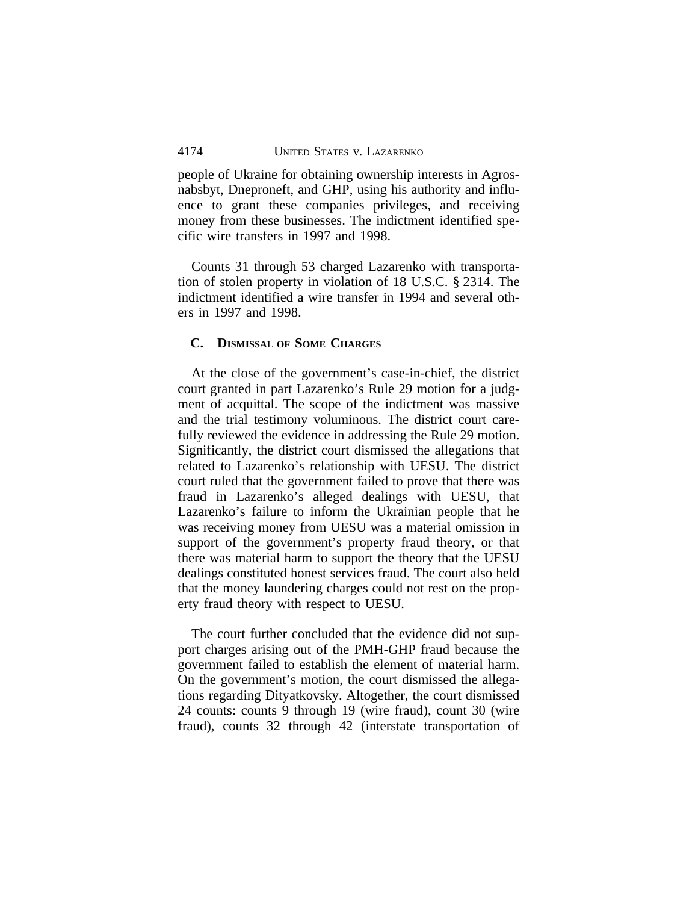people of Ukraine for obtaining ownership interests in Agrosnabsbyt, Dneproneft, and GHP, using his authority and influence to grant these companies privileges, and receiving money from these businesses. The indictment identified specific wire transfers in 1997 and 1998.

Counts 31 through 53 charged Lazarenko with transportation of stolen property in violation of 18 U.S.C. § 2314. The indictment identified a wire transfer in 1994 and several others in 1997 and 1998.

### C. Dismissal of Some Charges

At the close of the government's case-in-chief, the district court granted in part Lazarenko's Rule 29 motion for a judgment of acquittal. The scope of the indictment was massive and the trial testimony voluminous. The district court carefully reviewed the evidence in addressing the Rule 29 motion. Significantly, the district court dismissed the allegations that related to Lazarenko's relationship with UESU. The district court ruled that the government failed to prove that there was fraud in Lazarenko's alleged dealings with UESU, that Lazarenko's failure to inform the Ukrainian people that he was receiving money from UESU was a material omission in support of the government's property fraud theory, or that there was material harm to support the theory that the UESU dealings constituted honest services fraud. The court also held that the money laundering charges could not rest on the property fraud theory with respect to UESU.

The court further concluded that the evidence did not support charges arising out of the PMH-GHP fraud because the government failed to establish the element of material harm. On the government's motion, the court dismissed the allegations regarding Dityatkovsky. Altogether, the court dismissed 24 counts: counts 9 through 19 (wire fraud), count 30 (wire fraud), counts 32 through 42 (interstate transportation of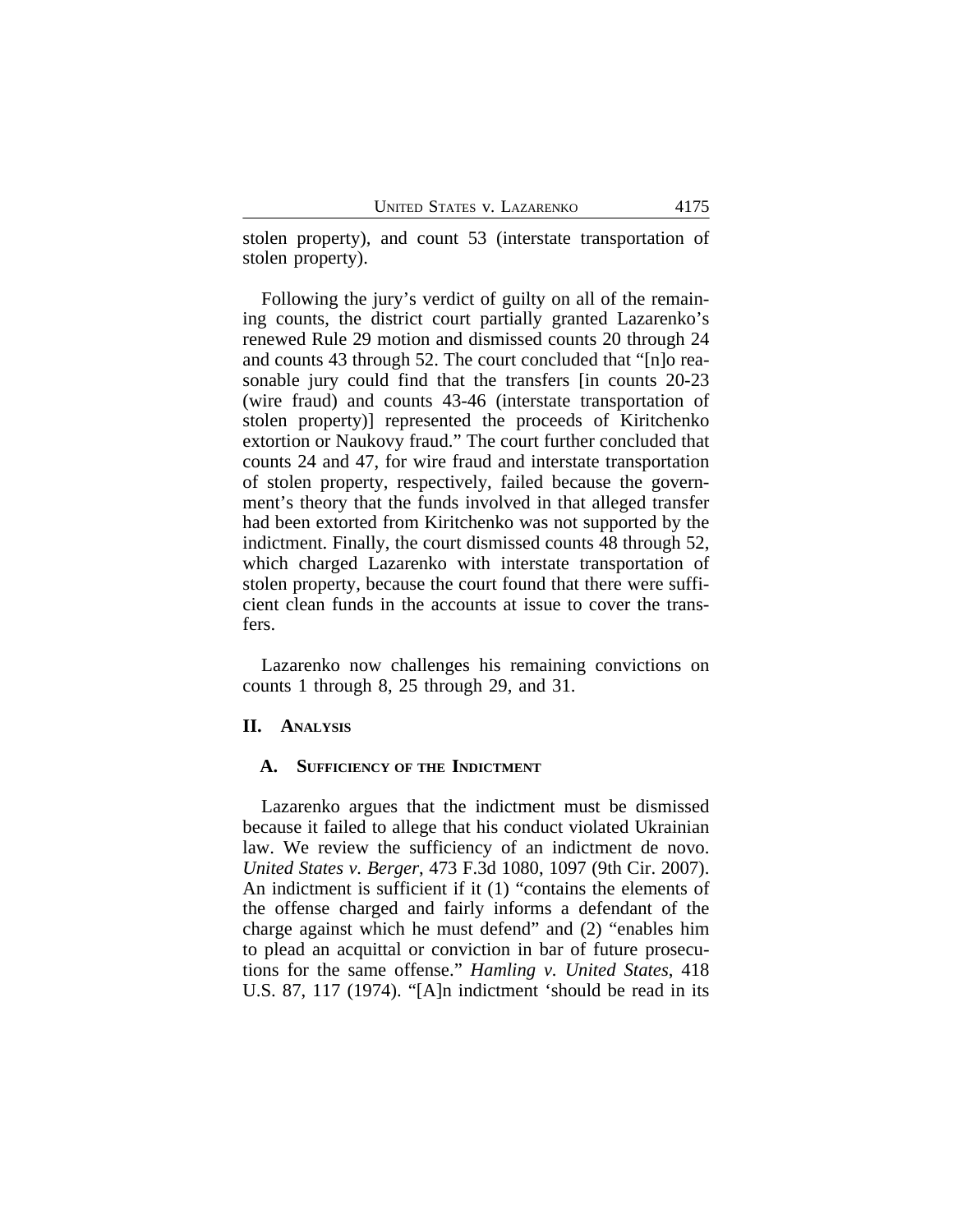stolen property), and count 53 (interstate transportation of stolen property).

Following the jury's verdict of guilty on all of the remaining counts, the district court partially granted Lazarenko's renewed Rule 29 motion and dismissed counts 20 through 24 and counts 43 through 52. The court concluded that "[n]o reasonable jury could find that the transfers [in counts 20-23 (wire fraud) and counts 43-46 (interstate transportation of stolen property)] represented the proceeds of Kiritchenko extortion or Naukovy fraud." The court further concluded that counts 24 and 47, for wire fraud and interstate transportation of stolen property, respectively, failed because the government's theory that the funds involved in that alleged transfer had been extorted from Kiritchenko was not supported by the indictment. Finally, the court dismissed counts 48 through 52, which charged Lazarenko with interstate transportation of stolen property, because the court found that there were sufficient clean funds in the accounts at issue to cover the transfers.

Lazarenko now challenges his remaining convictions on counts 1 through 8, 25 through 29, and 31.

## II. Analysis

### A. Sufficiency of the Indictment

Lazarenko argues that the indictment must be dismissed because it failed to allege that his conduct violated Ukrainian law. We review the sufficiency of an indictment de novo. *United States v. Berger*, 473 F.3d 1080, 1097 (9th Cir. 2007). An indictment is sufficient if it (1) "contains the elements of the offense charged and fairly informs a defendant of the charge against which he must defend" and (2) "enables him to plead an acquittal or conviction in bar of future prosecutions for the same offense." *Hamling v. United States*, 418 U.S. 87, 117 (1974). "[A]n indictment 'should be read in its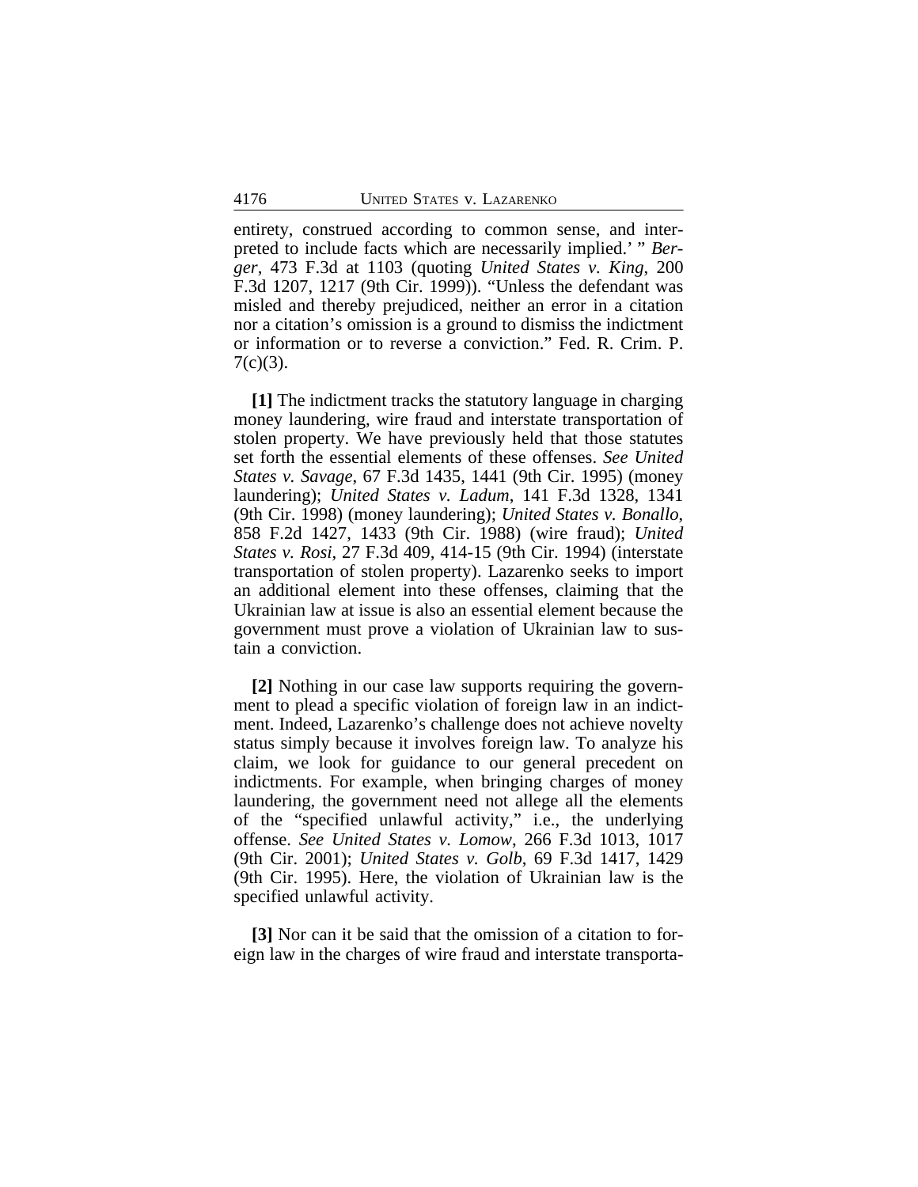entirety, construed according to common sense, and interpreted to include facts which are necessarily implied.' " *Berger*, 473 F.3d at 1103 (quoting *United States v. King*, 200 F.3d 1207, 1217 (9th Cir. 1999)). "Unless the defendant was misled and thereby prejudiced, neither an error in a citation nor a citation's omission is a ground to dismiss the indictment or information or to reverse a conviction." Fed. R. Crim. P. 7(c)(3).

**[1]** The indictment tracks the statutory language in charging money laundering, wire fraud and interstate transportation of stolen property. We have previously held that those statutes set forth the essential elements of these offenses. *See United States v. Savage*, 67 F.3d 1435, 1441 (9th Cir. 1995) (money laundering); *United States v. Ladum*, 141 F.3d 1328, 1341 (9th Cir. 1998) (money laundering); *United States v. Bonallo*, 858 F.2d 1427, 1433 (9th Cir. 1988) (wire fraud); *United States v. Rosi*, 27 F.3d 409, 414-15 (9th Cir. 1994) (interstate transportation of stolen property). Lazarenko seeks to import an additional element into these offenses, claiming that the Ukrainian law at issue is also an essential element because the government must prove a violation of Ukrainian law to sustain a conviction.

**[2]** Nothing in our case law supports requiring the government to plead a specific violation of foreign law in an indictment. Indeed, Lazarenko's challenge does not achieve novelty status simply because it involves foreign law. To analyze his claim, we look for guidance to our general precedent on indictments. For example, when bringing charges of money laundering, the government need not allege all the elements of the "specified unlawful activity," i.e., the underlying offense. *See United States v. Lomow*, 266 F.3d 1013, 1017 (9th Cir. 2001); *United States v. Golb*, 69 F.3d 1417, 1429 (9th Cir. 1995). Here, the violation of Ukrainian law is the specified unlawful activity.

**[3]** Nor can it be said that the omission of a citation to foreign law in the charges of wire fraud and interstate transporta-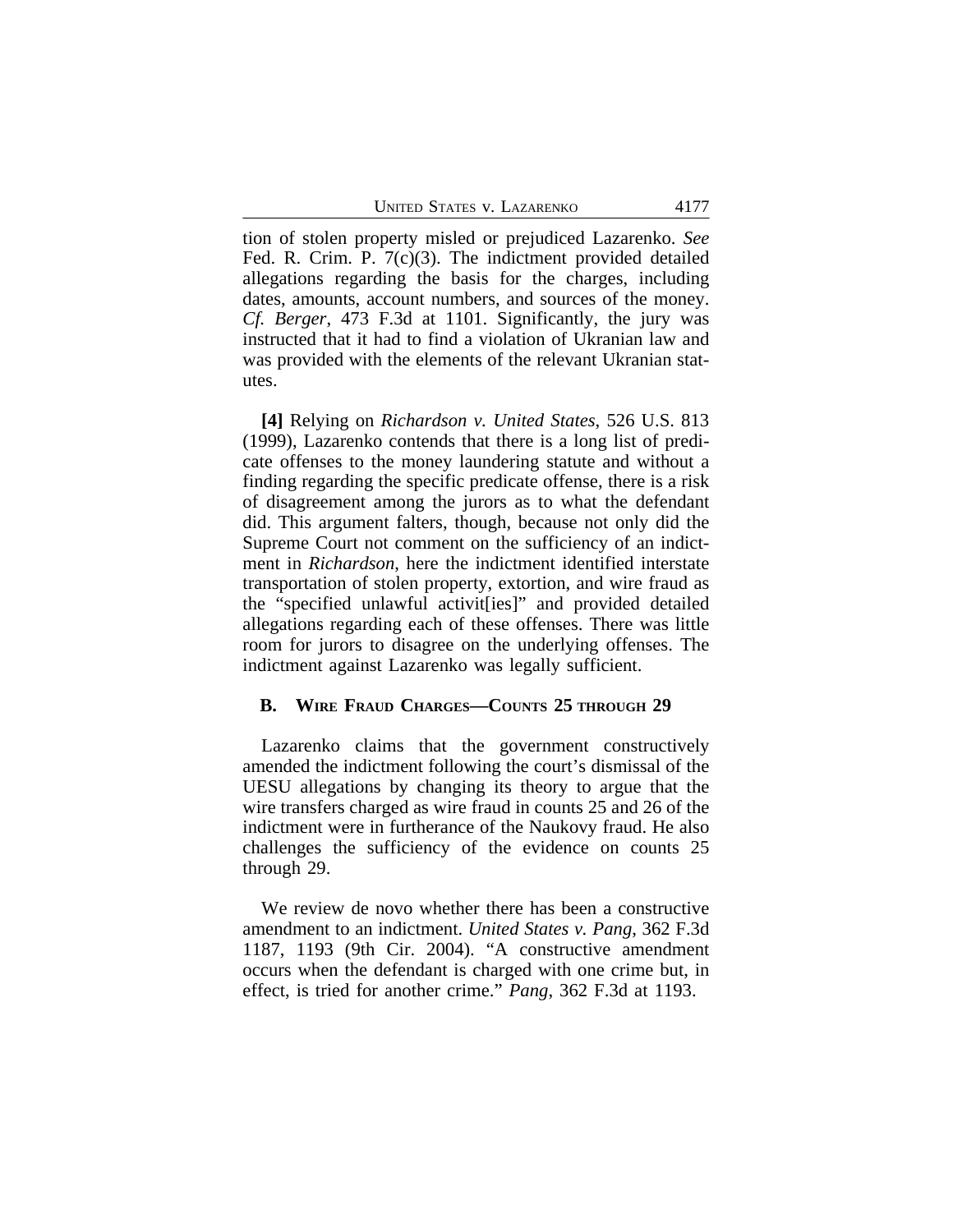tion of stolen property misled or prejudiced Lazarenko. *See* Fed. R. Crim. P. 7(c)(3). The indictment provided detailed allegations regarding the basis for the charges, including dates, amounts, account numbers, and sources of the money. *Cf. Berger*, 473 F.3d at 1101. Significantly, the jury was instructed that it had to find a violation of Ukranian law and was provided with the elements of the relevant Ukranian statutes.

**[4]** Relying on *Richardson v. United States*, 526 U.S. 813 (1999), Lazarenko contends that there is a long list of predicate offenses to the money laundering statute and without a finding regarding the specific predicate offense, there is a risk of disagreement among the jurors as to what the defendant did. This argument falters, though, because not only did the Supreme Court not comment on the sufficiency of an indictment in *Richardson*, here the indictment identified interstate transportation of stolen property, extortion, and wire fraud as the "specified unlawful activit[ies]" and provided detailed allegations regarding each of these offenses. There was little room for jurors to disagree on the underlying offenses. The indictment against Lazarenko was legally sufficient.

### B. Wire Fraud Charges—Counts 25 through 29

Lazarenko claims that the government constructively amended the indictment following the court's dismissal of the UESU allegations by changing its theory to argue that the wire transfers charged as wire fraud in counts 25 and 26 of the indictment were in furtherance of the Naukovy fraud. He also challenges the sufficiency of the evidence on counts 25 through 29.

We review de novo whether there has been a constructive amendment to an indictment. *United States v. Pang*, 362 F.3d 1187, 1193 (9th Cir. 2004). "A constructive amendment occurs when the defendant is charged with one crime but, in effect, is tried for another crime." *Pang*, 362 F.3d at 1193.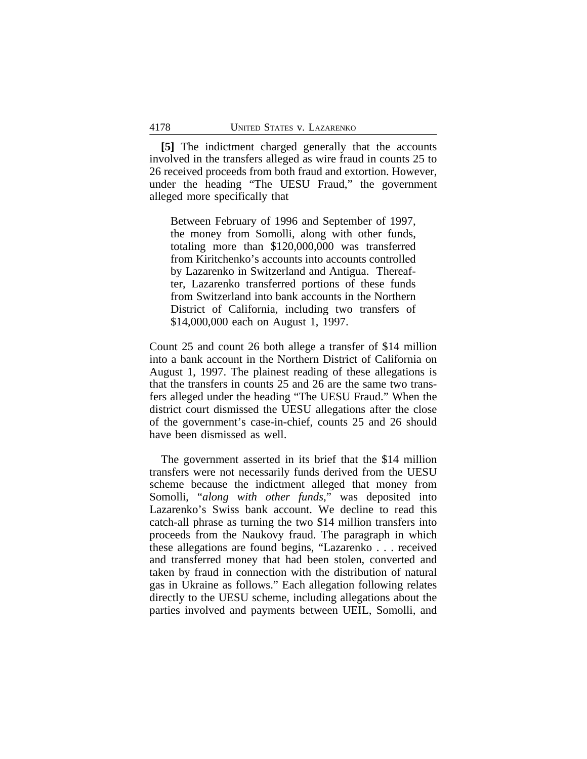**[5]** The indictment charged generally that the accounts involved in the transfers alleged as wire fraud in counts 25 to 26 received proceeds from both fraud and extortion. However, under the heading "The UESU Fraud," the government alleged more specifically that

> Between February of 1996 and September of 1997, the money from Somolli, along with other funds, totaling more than $120,000,000 was transferred from Kiritchenko's accounts into accounts controlled by Lazarenko in Switzerland and Antigua. Thereafter, Lazarenko transferred portions of these funds from Switzerland into bank accounts in the Northern District of California, including two transfers of $14,000,000 each on August 1, 1997.

Count 25 and count 26 both allege a transfer of $14 million into a bank account in the Northern District of California on August 1, 1997. The plainest reading of these allegations is that the transfers in counts 25 and 26 are the same two transfers alleged under the heading "The UESU Fraud." When the district court dismissed the UESU allegations after the close of the government's case-in-chief, counts 25 and 26 should have been dismissed as well.

The government asserted in its brief that the $14 million transfers were not necessarily funds derived from the UESU scheme because the indictment alleged that money from Somolli, "*along with other funds*," was deposited into Lazarenko's Swiss bank account. We decline to read this catch-all phrase as turning the two $14 million transfers into proceeds from the Naukovy fraud. The paragraph in which these allegations are found begins, "Lazarenko . . . received and transferred money that had been stolen, converted and taken by fraud in connection with the distribution of natural gas in Ukraine as follows." Each allegation following relates directly to the UESU scheme, including allegations about the parties involved and payments between UEIL, Somolli, and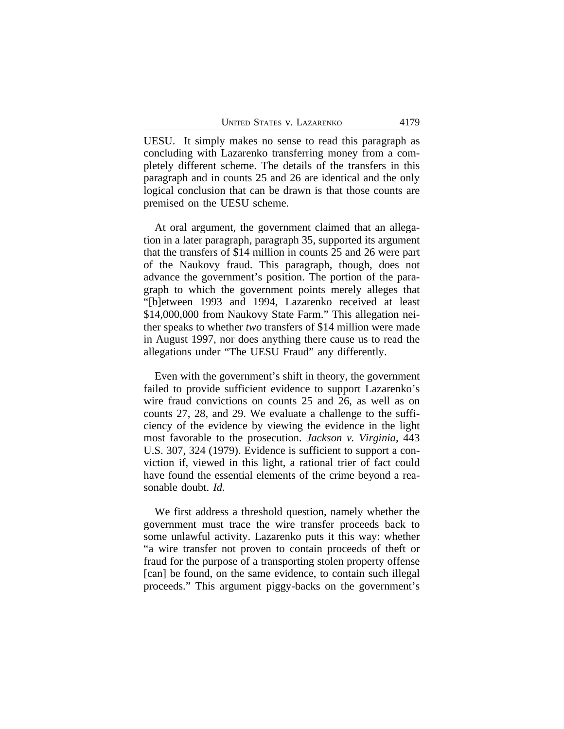UESU. It simply makes no sense to read this paragraph as concluding with Lazarenko transferring money from a completely different scheme. The details of the transfers in this paragraph and in counts 25 and 26 are identical and the only logical conclusion that can be drawn is that those counts are premised on the UESU scheme.

At oral argument, the government claimed that an allegation in a later paragraph, paragraph 35, supported its argument that the transfers of $14 million in counts 25 and 26 were part of the Naukovy fraud. This paragraph, though, does not advance the government's position. The portion of the paragraph to which the government points merely alleges that "[b]etween 1993 and 1994, Lazarenko received at least $14,000,000 from Naukovy State Farm." This allegation neither speaks to whether *two* transfers of $14 million were made in August 1997, nor does anything there cause us to read the allegations under "The UESU Fraud" any differently.

Even with the government's shift in theory, the government failed to provide sufficient evidence to support Lazarenko's wire fraud convictions on counts 25 and 26, as well as on counts 27, 28, and 29. We evaluate a challenge to the sufficiency of the evidence by viewing the evidence in the light most favorable to the prosecution. *Jackson v. Virginia*, 443 U.S. 307, 324 (1979). Evidence is sufficient to support a conviction if, viewed in this light, a rational trier of fact could have found the essential elements of the crime beyond a reasonable doubt. *Id.*

We first address a threshold question, namely whether the government must trace the wire transfer proceeds back to some unlawful activity. Lazarenko puts it this way: whether "a wire transfer not proven to contain proceeds of theft or fraud for the purpose of a transporting stolen property offense [can] be found, on the same evidence, to contain such illegal proceeds." This argument piggy-backs on the government's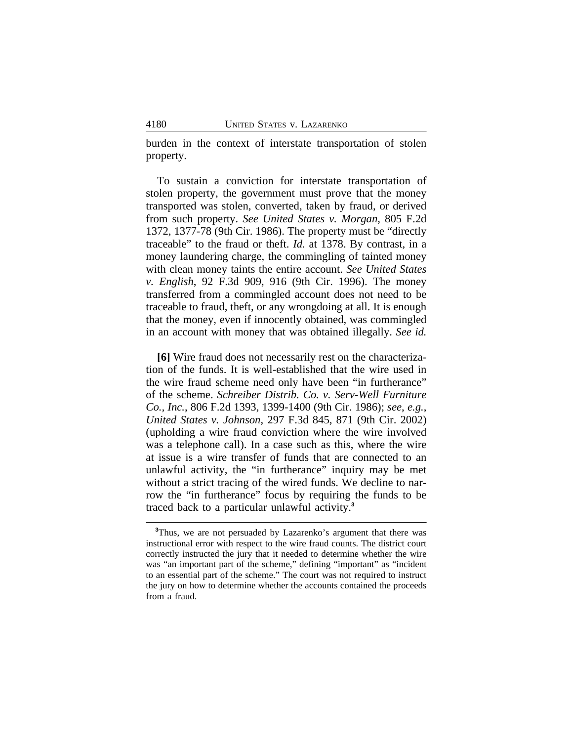burden in the context of interstate transportation of stolen property.

To sustain a conviction for interstate transportation of stolen property, the government must prove that the money transported was stolen, converted, taken by fraud, or derived from such property. *See United States v. Morgan*, 805 F.2d 1372, 1377-78 (9th Cir. 1986). The property must be "directly traceable" to the fraud or theft. *Id.* at 1378. By contrast, in a money laundering charge, the commingling of tainted money with clean money taints the entire account. *See United States v. English*, 92 F.3d 909, 916 (9th Cir. 1996). The money transferred from a commingled account does not need to be traceable to fraud, theft, or any wrongdoing at all. It is enough that the money, even if innocently obtained, was commingled in an account with money that was obtained illegally. *See id.*

**[6]** Wire fraud does not necessarily rest on the characterization of the funds. It is well-established that the wire used in the wire fraud scheme need only have been "in furtherance" of the scheme. *Schreiber Distrib. Co. v. Serv-Well Furniture Co., Inc.*, 806 F.2d 1393, 1399-1400 (9th Cir. 1986); *see, e.g.*, *United States v. Johnson*, 297 F.3d 845, 871 (9th Cir. 2002) (upholding a wire fraud conviction where the wire involved was a telephone call). In a case such as this, where the wire at issue is a wire transfer of funds that are connected to an unlawful activity, the "in furtherance" inquiry may be met without a strict tracing of the wired funds. We decline to narrow the "in furtherance" focus by requiring the funds to be traced back to a particular unlawful activity.[3]

[3]Thus, we are not persuaded by Lazarenko's argument that there was instructional error with respect to the wire fraud counts. The district court correctly instructed the jury that it needed to determine whether the wire was "an important part of the scheme," defining "important" as "incident to an essential part of the scheme." The court was not required to instruct the jury on how to determine whether the accounts contained the proceeds from a fraud.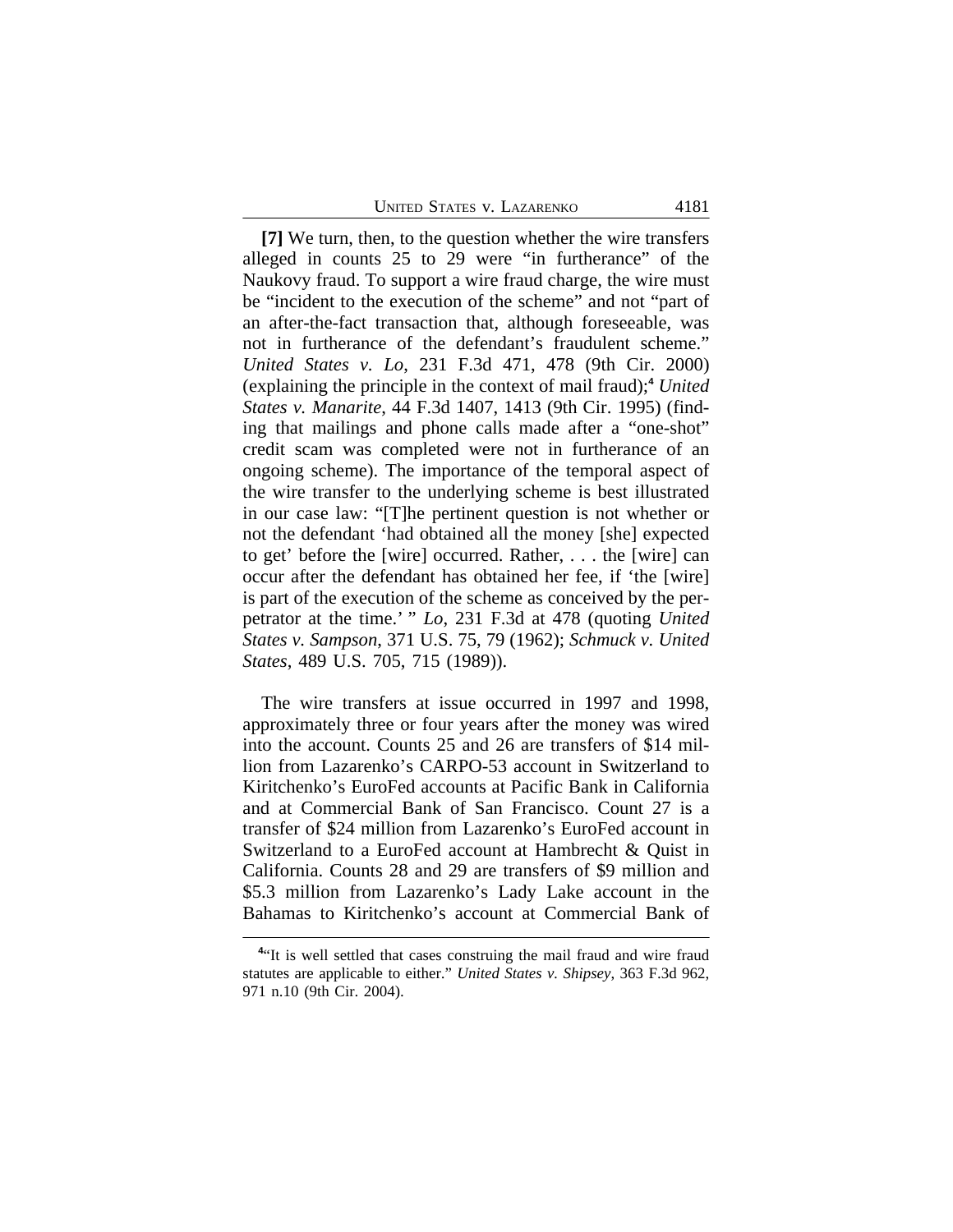**[7]** We turn, then, to the question whether the wire transfers alleged in counts 25 to 29 were "in furtherance" of the Naukovy fraud. To support a wire fraud charge, the wire must be "incident to the execution of the scheme" and not "part of an after-the-fact transaction that, although foreseeable, was not in furtherance of the defendant's fraudulent scheme." *United States v. Lo*, 231 F.3d 471, 478 (9th Cir. 2000) (explaining the principle in the context of mail fraud);[4] *United States v. Manarite*, 44 F.3d 1407, 1413 (9th Cir. 1995) (finding that mailings and phone calls made after a "one-shot" credit scam was completed were not in furtherance of an ongoing scheme). The importance of the temporal aspect of the wire transfer to the underlying scheme is best illustrated in our case law: "[T]he pertinent question is not whether or not the defendant 'had obtained all the money [she] expected to get' before the [wire] occurred. Rather, . . . the [wire] can occur after the defendant has obtained her fee, if 'the [wire] is part of the execution of the scheme as conceived by the perpetrator at the time.' " *Lo*, 231 F.3d at 478 (quoting *United States v. Sampson*, 371 U.S. 75, 79 (1962); *Schmuck v. United States*, 489 U.S. 705, 715 (1989)).

The wire transfers at issue occurred in 1997 and 1998, approximately three or four years after the money was wired into the account. Counts 25 and 26 are transfers of $14 million from Lazarenko's CARPO-53 account in Switzerland to Kiritchenko's EuroFed accounts at Pacific Bank in California and at Commercial Bank of San Francisco. Count 27 is a transfer of $24 million from Lazarenko's EuroFed account in Switzerland to a EuroFed account at Hambrecht & Quist in California. Counts 28 and 29 are transfers of $9 million and $5.3 million from Lazarenko's Lady Lake account in the Bahamas to Kiritchenko's account at Commercial Bank of

[4] "It is well settled that cases construing the mail fraud and wire fraud statutes are applicable to either." *United States v. Shipsey*, 363 F.3d 962, 971 n.10 (9th Cir. 2004).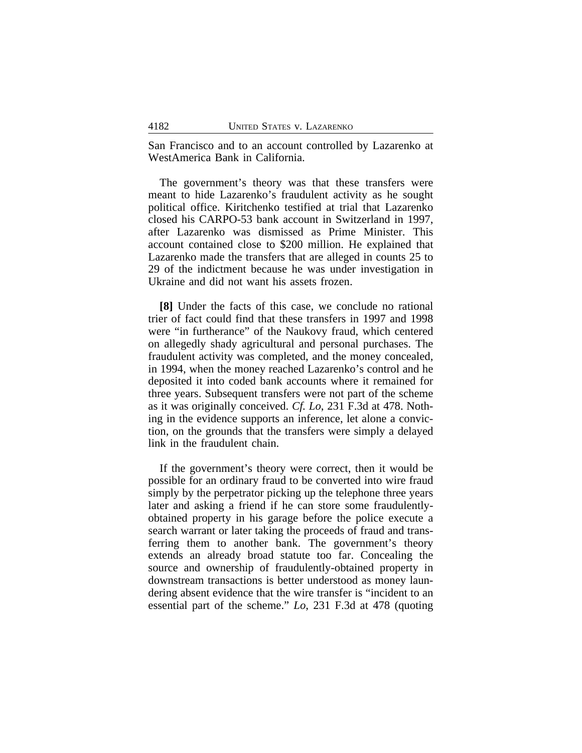San Francisco and to an account controlled by Lazarenko at WestAmerica Bank in California.

The government's theory was that these transfers were meant to hide Lazarenko's fraudulent activity as he sought political office. Kiritchenko testified at trial that Lazarenko closed his CARPO-53 bank account in Switzerland in 1997, after Lazarenko was dismissed as Prime Minister. This account contained close to $200 million. He explained that Lazarenko made the transfers that are alleged in counts 25 to 29 of the indictment because he was under investigation in Ukraine and did not want his assets frozen.

**[8]** Under the facts of this case, we conclude no rational trier of fact could find that these transfers in 1997 and 1998 were "in furtherance" of the Naukovy fraud, which centered on allegedly shady agricultural and personal purchases. The fraudulent activity was completed, and the money concealed, in 1994, when the money reached Lazarenko's control and he deposited it into coded bank accounts where it remained for three years. Subsequent transfers were not part of the scheme as it was originally conceived. *Cf. Lo*, 231 F.3d at 478. Nothing in the evidence supports an inference, let alone a conviction, on the grounds that the transfers were simply a delayed link in the fraudulent chain.

If the government's theory were correct, then it would be possible for an ordinary fraud to be converted into wire fraud simply by the perpetrator picking up the telephone three years later and asking a friend if he can store some fraudulently-obtained property in his garage before the police execute a search warrant or later taking the proceeds of fraud and transferring them to another bank. The government's theory extends an already broad statute too far. Concealing the source and ownership of fraudulently-obtained property in downstream transactions is better understood as money laundering absent evidence that the wire transfer is "incident to an essential part of the scheme." *Lo*, 231 F.3d at 478 (quoting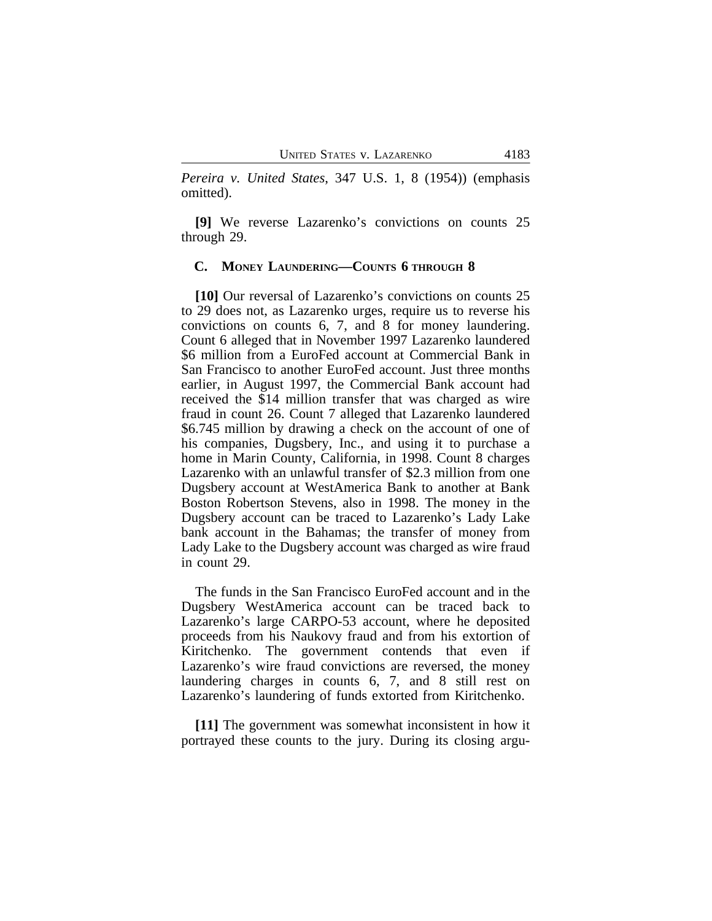*Pereira v. United States*, 347 U.S. 1, 8 (1954)) (emphasis omitted).

**[9]** We reverse Lazarenko's convictions on counts 25 through 29.

### C. MONEY LAUNDERING—COUNTS 6 THROUGH 8

**[10]** Our reversal of Lazarenko's convictions on counts 25 to 29 does not, as Lazarenko urges, require us to reverse his convictions on counts 6, 7, and 8 for money laundering. Count 6 alleged that in November 1997 Lazarenko laundered \$6 million from a EuroFed account at Commercial Bank in San Francisco to another EuroFed account. Just three months earlier, in August 1997, the Commercial Bank account had received the \$14 million transfer that was charged as wire fraud in count 26. Count 7 alleged that Lazarenko laundered \$6.745 million by drawing a check on the account of one of his companies, Dugsbery, Inc., and using it to purchase a home in Marin County, California, in 1998. Count 8 charges Lazarenko with an unlawful transfer of \$2.3 million from one Dugsbery account at WestAmerica Bank to another at Bank Boston Robertson Stevens, also in 1998. The money in the Dugsbery account can be traced to Lazarenko's Lady Lake bank account in the Bahamas; the transfer of money from Lady Lake to the Dugsbery account was charged as wire fraud in count 29.

The funds in the San Francisco EuroFed account and in the Dugsbery WestAmerica account can be traced back to Lazarenko's large CARPO-53 account, where he deposited proceeds from his Naukovy fraud and from his extortion of Kiritchenko. The government contends that even if Lazarenko's wire fraud convictions are reversed, the money laundering charges in counts 6, 7, and 8 still rest on Lazarenko's laundering of funds extorted from Kiritchenko.

**[11]** The government was somewhat inconsistent in how it portrayed these counts to the jury. During its closing argu-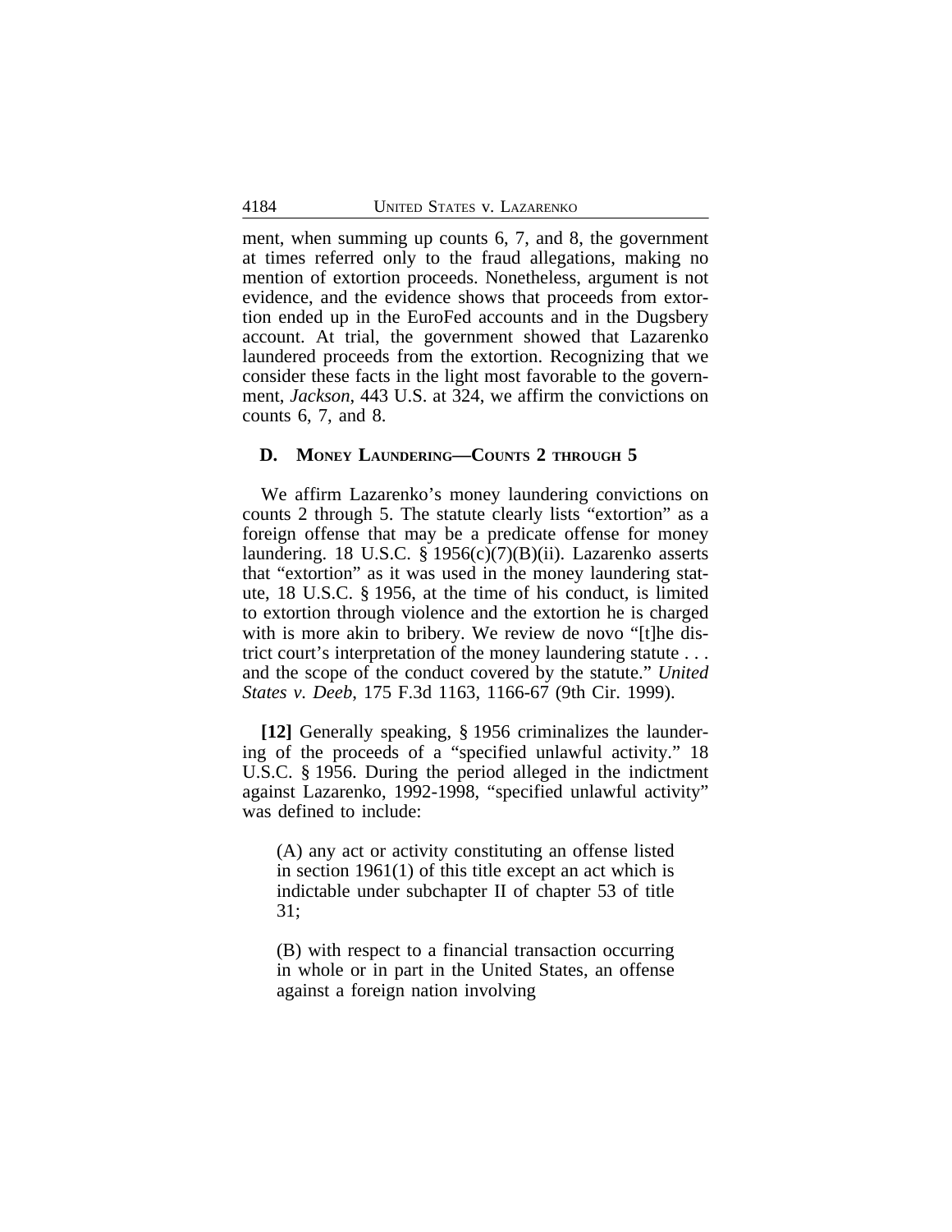ment, when summing up counts 6, 7, and 8, the government at times referred only to the fraud allegations, making no mention of extortion proceeds. Nonetheless, argument is not evidence, and the evidence shows that proceeds from extortion ended up in the EuroFed accounts and in the Dugsbery account. At trial, the government showed that Lazarenko laundered proceeds from the extortion. Recognizing that we consider these facts in the light most favorable to the government, *Jackson*, 443 U.S. at 324, we affirm the convictions on counts 6, 7, and 8.

### D. MONEY LAUNDERING—COUNTS 2 THROUGH 5

We affirm Lazarenko's money laundering convictions on counts 2 through 5. The statute clearly lists "extortion" as a foreign offense that may be a predicate offense for money laundering. 18 U.S.C. § 1956(c)(7)(B)(ii). Lazarenko asserts that "extortion" as it was used in the money laundering statute, 18 U.S.C. § 1956, at the time of his conduct, is limited to extortion through violence and the extortion he is charged with is more akin to bribery. We review de novo "[t]he district court's interpretation of the money laundering statute . . . and the scope of the conduct covered by the statute." *United States v. Deeb*, 175 F.3d 1163, 1166-67 (9th Cir. 1999).

**[12]** Generally speaking, § 1956 criminalizes the laundering of the proceeds of a "specified unlawful activity." 18 U.S.C. § 1956. During the period alleged in the indictment against Lazarenko, 1992-1998, "specified unlawful activity" was defined to include:

> (A) any act or activity constituting an offense listed in section 1961(1) of this title except an act which is indictable under subchapter II of chapter 53 of title 31;
>
> (B) with respect to a financial transaction occurring in whole or in part in the United States, an offense against a foreign nation involving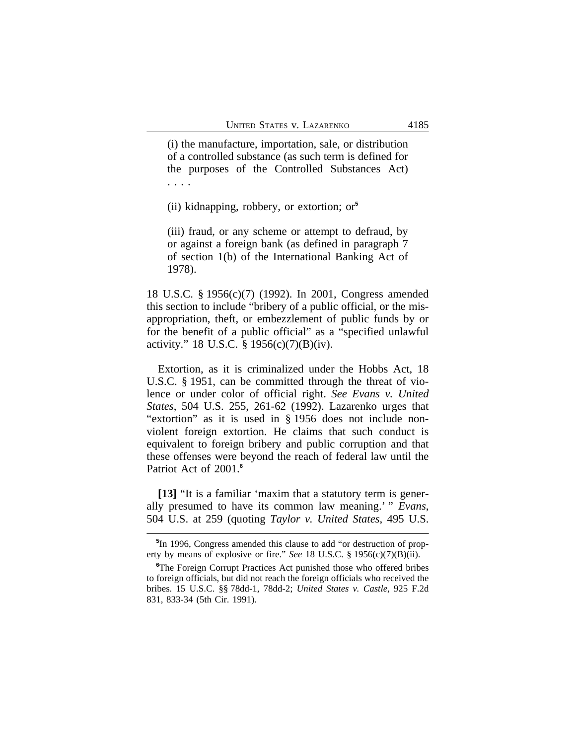(i) the manufacture, importation, sale, or distribution of a controlled substance (as such term is defined for the purposes of the Controlled Substances Act) . . . .

(ii) kidnapping, robbery, or extortion; or[5]

(iii) fraud, or any scheme or attempt to defraud, by or against a foreign bank (as defined in paragraph 7 of section 1(b) of the International Banking Act of 1978).

18 U.S.C. § 1956(c)(7) (1992). In 2001, Congress amended this section to include "bribery of a public official, or the misappropriation, theft, or embezzlement of public funds by or for the benefit of a public official" as a "specified unlawful activity." 18 U.S.C. § 1956(c)(7)(B)(iv).

Extortion, as it is criminalized under the Hobbs Act, 18 U.S.C. § 1951, can be committed through the threat of violence or under color of official right. *See Evans v. United States*, 504 U.S. 255, 261-62 (1992). Lazarenko urges that "extortion" as it is used in § 1956 does not include non-violent foreign extortion. He claims that such conduct is equivalent to foreign bribery and public corruption and that these offenses were beyond the reach of federal law until the Patriot Act of 2001.[6]

**[13]** "It is a familiar 'maxim that a statutory term is generally presumed to have its common law meaning.' " *Evans*, 504 U.S. at 259 (quoting *Taylor v. United States*, 495 U.S.

---

[5] In 1996, Congress amended this clause to add "or destruction of property by means of explosive or fire." *See* 18 U.S.C. § 1956(c)(7)(B)(ii).

[6] The Foreign Corrupt Practices Act punished those who offered bribes to foreign officials, but did not reach the foreign officials who received the bribes. 15 U.S.C. §§ 78dd-1, 78dd-2; *United States v. Castle*, 925 F.2d 831, 833-34 (5th Cir. 1991).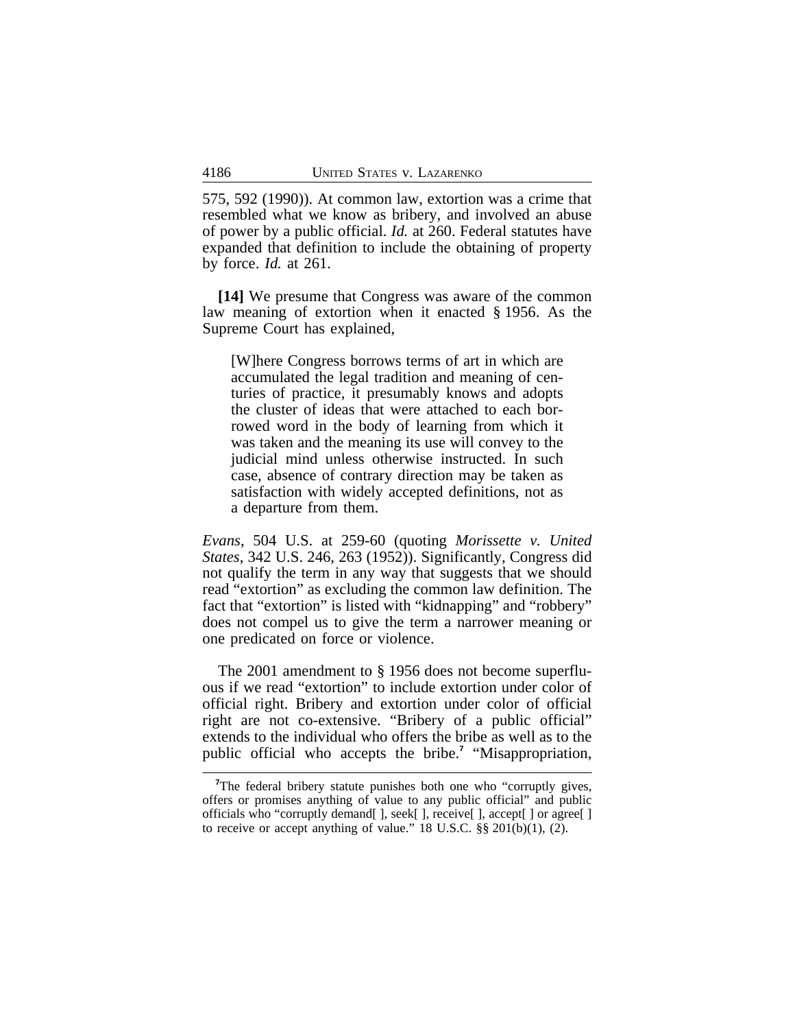575, 592 (1990)). At common law, extortion was a crime that resembled what we know as bribery, and involved an abuse of power by a public official. *Id.* at 260. Federal statutes have expanded that definition to include the obtaining of property by force. *Id.* at 261.

**[14]** We presume that Congress was aware of the common law meaning of extortion when it enacted § 1956. As the Supreme Court has explained,

> [W]here Congress borrows terms of art in which are accumulated the legal tradition and meaning of centuries of practice, it presumably knows and adopts the cluster of ideas that were attached to each borrowed word in the body of learning from which it was taken and the meaning its use will convey to the judicial mind unless otherwise instructed. In such case, absence of contrary direction may be taken as satisfaction with widely accepted definitions, not as a departure from them.

*Evans*, 504 U.S. at 259-60 (quoting *Morissette v. United States*, 342 U.S. 246, 263 (1952)). Significantly, Congress did not qualify the term in any way that suggests that we should read "extortion" as excluding the common law definition. The fact that "extortion" is listed with "kidnapping" and "robbery" does not compel us to give the term a narrower meaning or one predicated on force or violence.

The 2001 amendment to § 1956 does not become superfluous if we read "extortion" to include extortion under color of official right. Bribery and extortion under color of official right are not co-extensive. "Bribery of a public official" extends to the individual who offers the bribe as well as to the public official who accepts the bribe.[7] "Misappropriation,

---

[7]The federal bribery statute punishes both one who "corruptly gives, offers or promises anything of value to any public official" and public officials who "corruptly demand[ ], seek[ ], receive[ ], accept[ ] or agree[ ] to receive or accept anything of value." 18 U.S.C. §§ 201(b)(1), (2).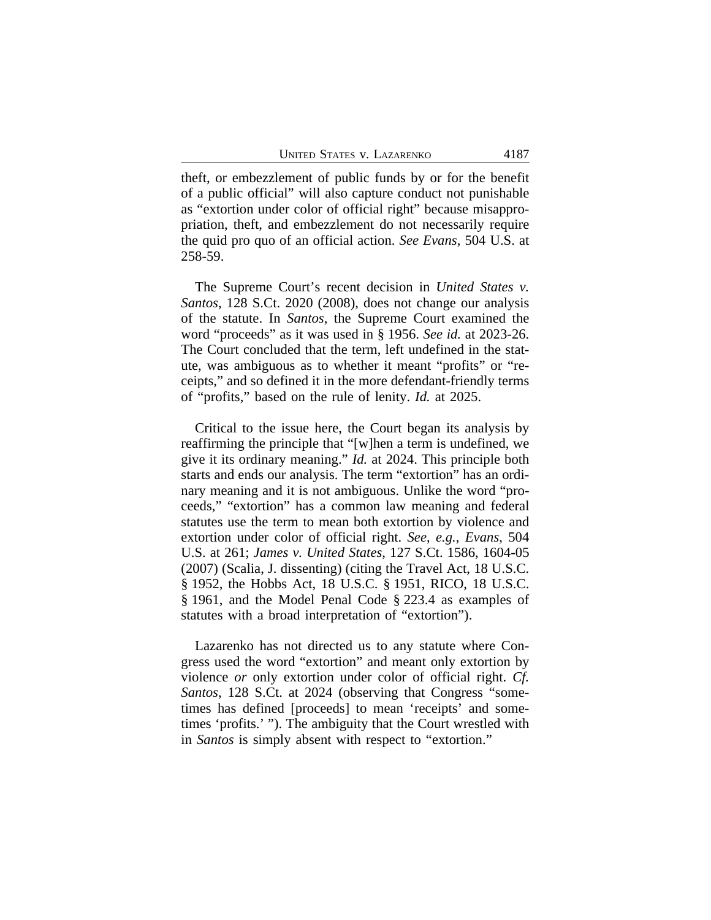theft, or embezzlement of public funds by or for the benefit of a public official" will also capture conduct not punishable as "extortion under color of official right" because misappropriation, theft, and embezzlement do not necessarily require the quid pro quo of an official action. *See Evans*, 504 U.S. at 258-59.

The Supreme Court's recent decision in *United States v. Santos*, 128 S.Ct. 2020 (2008), does not change our analysis of the statute. In *Santos*, the Supreme Court examined the word "proceeds" as it was used in § 1956. *See id.* at 2023-26. The Court concluded that the term, left undefined in the statute, was ambiguous as to whether it meant "profits" or "receipts," and so defined it in the more defendant-friendly terms of "profits," based on the rule of lenity. *Id.* at 2025.

Critical to the issue here, the Court began its analysis by reaffirming the principle that "[w]hen a term is undefined, we give it its ordinary meaning." *Id.* at 2024. This principle both starts and ends our analysis. The term "extortion" has an ordinary meaning and it is not ambiguous. Unlike the word "proceeds," "extortion" has a common law meaning and federal statutes use the term to mean both extortion by violence and extortion under color of official right. *See, e.g.*, *Evans*, 504 U.S. at 261; *James v. United States*, 127 S.Ct. 1586, 1604-05 (2007) (Scalia, J. dissenting) (citing the Travel Act, 18 U.S.C. § 1952, the Hobbs Act, 18 U.S.C. § 1951, RICO, 18 U.S.C. § 1961, and the Model Penal Code § 223.4 as examples of statutes with a broad interpretation of "extortion").

Lazarenko has not directed us to any statute where Congress used the word "extortion" and meant only extortion by violence *or* only extortion under color of official right. *Cf. Santos*, 128 S.Ct. at 2024 (observing that Congress "sometimes has defined [proceeds] to mean 'receipts' and sometimes 'profits.' "). The ambiguity that the Court wrestled with in *Santos* is simply absent with respect to "extortion."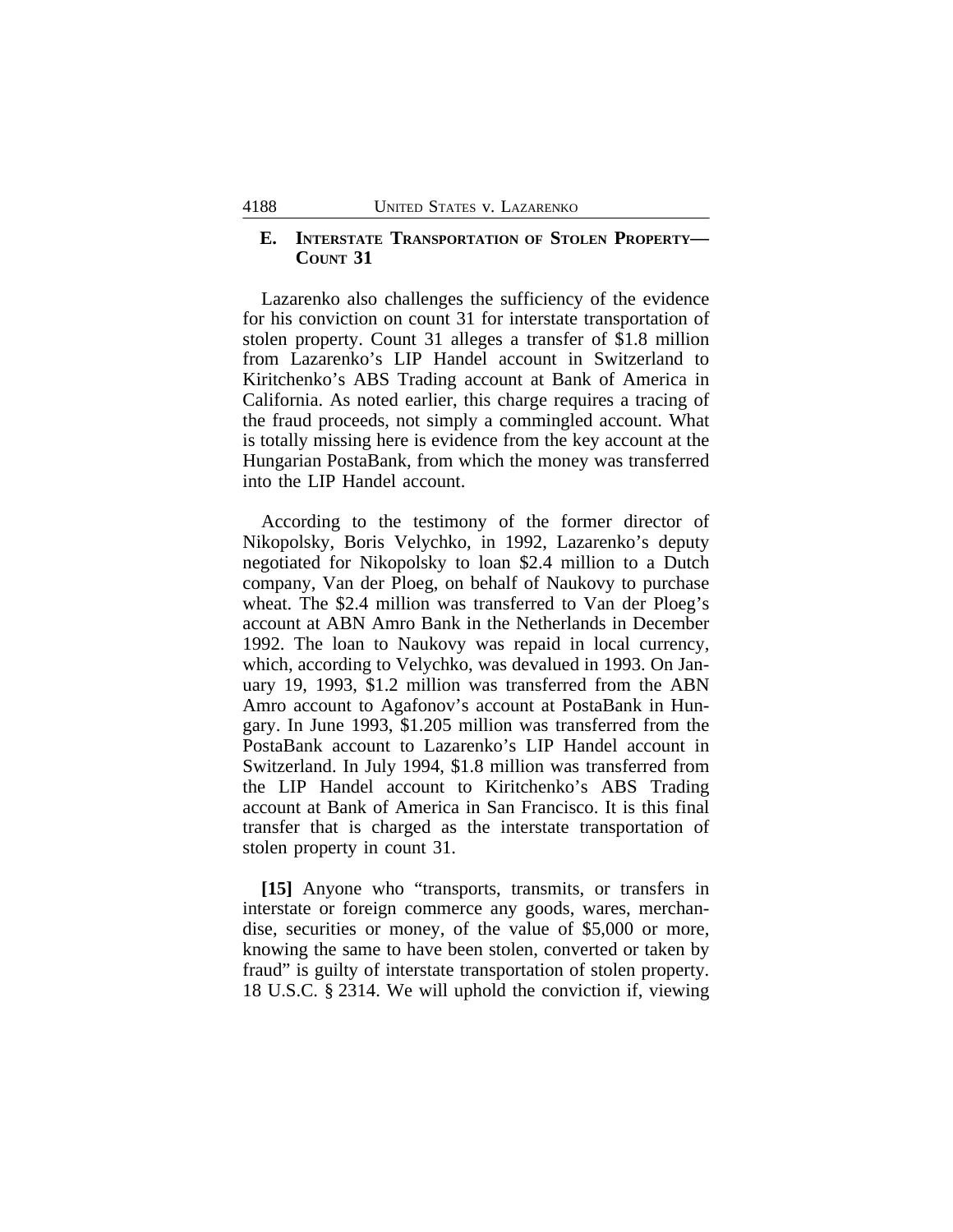### E. INTERSTATE TRANSPORTATION OF STOLEN PROPERTY—COUNT 31

Lazarenko also challenges the sufficiency of the evidence for his conviction on count 31 for interstate transportation of stolen property. Count 31 alleges a transfer of $1.8 million from Lazarenko's LIP Handel account in Switzerland to Kiritchenko's ABS Trading account at Bank of America in California. As noted earlier, this charge requires a tracing of the fraud proceeds, not simply a commingled account. What is totally missing here is evidence from the key account at the Hungarian PostaBank, from which the money was transferred into the LIP Handel account.

According to the testimony of the former director of Nikopolsky, Boris Velychko, in 1992, Lazarenko's deputy negotiated for Nikopolsky to loan $2.4 million to a Dutch company, Van der Ploeg, on behalf of Naukovy to purchase wheat. The $2.4 million was transferred to Van der Ploeg's account at ABN Amro Bank in the Netherlands in December 1992. The loan to Naukovy was repaid in local currency, which, according to Velychko, was devalued in 1993. On January 19, 1993, $1.2 million was transferred from the ABN Amro account to Agafonov's account at PostaBank in Hungary. In June 1993, $1.205 million was transferred from the PostaBank account to Lazarenko's LIP Handel account in Switzerland. In July 1994, $1.8 million was transferred from the LIP Handel account to Kiritchenko's ABS Trading account at Bank of America in San Francisco. It is this final transfer that is charged as the interstate transportation of stolen property in count 31.

**[15]** Anyone who "transports, transmits, or transfers in interstate or foreign commerce any goods, wares, merchandise, securities or money, of the value of $5,000 or more, knowing the same to have been stolen, converted or taken by fraud" is guilty of interstate transportation of stolen property. 18 U.S.C. § 2314. We will uphold the conviction if, viewing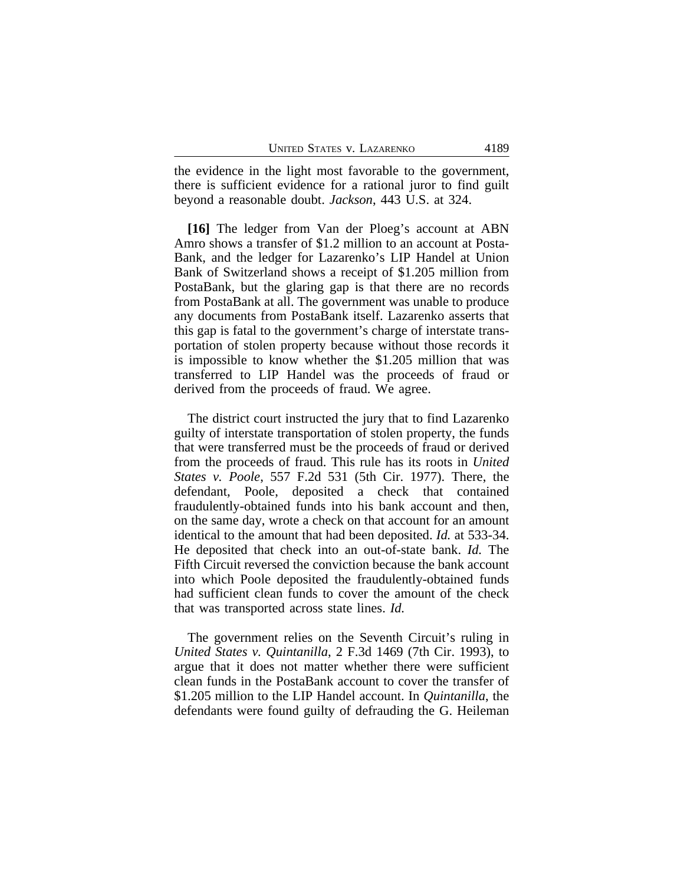the evidence in the light most favorable to the government, there is sufficient evidence for a rational juror to find guilt beyond a reasonable doubt. *Jackson*, 443 U.S. at 324.

**[16]** The ledger from Van der Ploeg's account at ABN Amro shows a transfer of $1.2 million to an account at PostaBank, and the ledger for Lazarenko's LIP Handel at Union Bank of Switzerland shows a receipt of $1.205 million from PostaBank, but the glaring gap is that there are no records from PostaBank at all. The government was unable to produce any documents from PostaBank itself. Lazarenko asserts that this gap is fatal to the government's charge of interstate transportation of stolen property because without those records it is impossible to know whether the $1.205 million that was transferred to LIP Handel was the proceeds of fraud or derived from the proceeds of fraud. We agree.

The district court instructed the jury that to find Lazarenko guilty of interstate transportation of stolen property, the funds that were transferred must be the proceeds of fraud or derived from the proceeds of fraud. This rule has its roots in *United States v. Poole*, 557 F.2d 531 (5th Cir. 1977). There, the defendant, Poole, deposited a check that contained fraudulently-obtained funds into his bank account and then, on the same day, wrote a check on that account for an amount identical to the amount that had been deposited. *Id.* at 533-34. He deposited that check into an out-of-state bank. *Id.* The Fifth Circuit reversed the conviction because the bank account into which Poole deposited the fraudulently-obtained funds had sufficient clean funds to cover the amount of the check that was transported across state lines. *Id.*

The government relies on the Seventh Circuit's ruling in *United States v. Quintanilla*, 2 F.3d 1469 (7th Cir. 1993), to argue that it does not matter whether there were sufficient clean funds in the PostaBank account to cover the transfer of $1.205 million to the LIP Handel account. In *Quintanilla*, the defendants were found guilty of defrauding the G. Heileman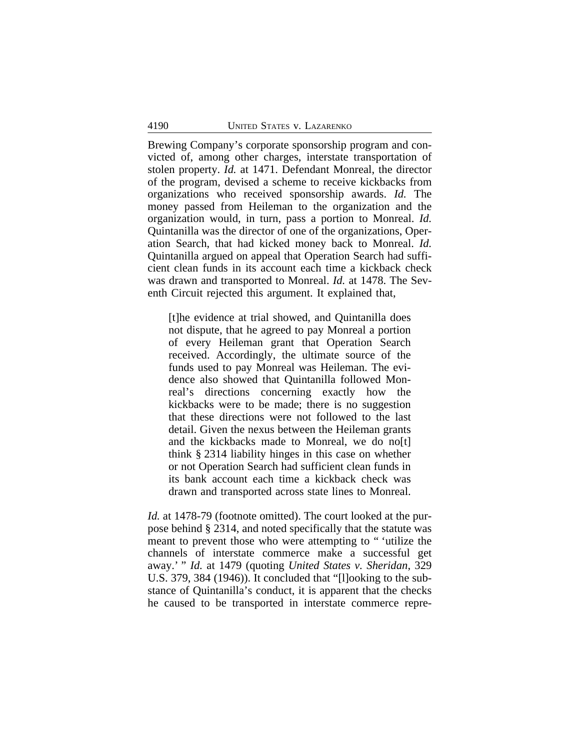Brewing Company's corporate sponsorship program and convicted of, among other charges, interstate transportation of stolen property. *Id.* at 1471. Defendant Monreal, the director of the program, devised a scheme to receive kickbacks from organizations who received sponsorship awards. *Id.* The money passed from Heileman to the organization and the organization would, in turn, pass a portion to Monreal. *Id.* Quintanilla was the director of one of the organizations, Operation Search, that had kicked money back to Monreal. *Id.* Quintanilla argued on appeal that Operation Search had sufficient clean funds in its account each time a kickback check was drawn and transported to Monreal. *Id.* at 1478. The Seventh Circuit rejected this argument. It explained that,

> [t]he evidence at trial showed, and Quintanilla does not dispute, that he agreed to pay Monreal a portion of every Heileman grant that Operation Search received. Accordingly, the ultimate source of the funds used to pay Monreal was Heileman. The evidence also showed that Quintanilla followed Monreal's directions concerning exactly how the kickbacks were to be made; there is no suggestion that these directions were not followed to the last detail. Given the nexus between the Heileman grants and the kickbacks made to Monreal, we do no[t] think § 2314 liability hinges in this case on whether or not Operation Search had sufficient clean funds in its bank account each time a kickback check was drawn and transported across state lines to Monreal.

*Id.* at 1478-79 (footnote omitted). The court looked at the purpose behind § 2314, and noted specifically that the statute was meant to prevent those who were attempting to " 'utilize the channels of interstate commerce make a successful get away.' " *Id.* at 1479 (quoting *United States v. Sheridan*, 329 U.S. 379, 384 (1946)). It concluded that "[l]ooking to the substance of Quintanilla's conduct, it is apparent that the checks he caused to be transported in interstate commerce repre-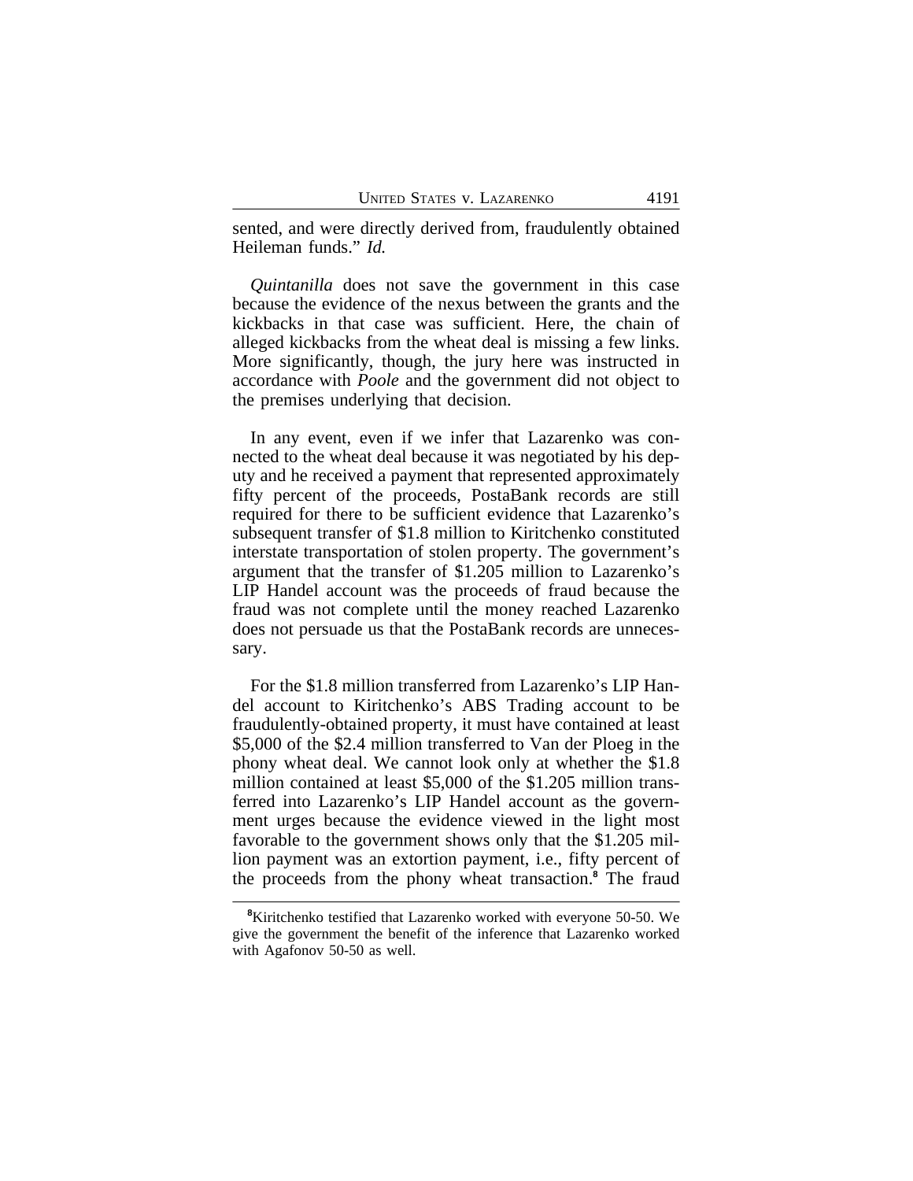sented, and were directly derived from, fraudulently obtained Heileman funds." *Id.*

*Quintanilla* does not save the government in this case because the evidence of the nexus between the grants and the kickbacks in that case was sufficient. Here, the chain of alleged kickbacks from the wheat deal is missing a few links. More significantly, though, the jury here was instructed in accordance with *Poole* and the government did not object to the premises underlying that decision.

In any event, even if we infer that Lazarenko was connected to the wheat deal because it was negotiated by his deputy and he received a payment that represented approximately fifty percent of the proceeds, PostaBank records are still required for there to be sufficient evidence that Lazarenko's subsequent transfer of $1.8 million to Kiritchenko constituted interstate transportation of stolen property. The government's argument that the transfer of $1.205 million to Lazarenko's LIP Handel account was the proceeds of fraud because the fraud was not complete until the money reached Lazarenko does not persuade us that the PostaBank records are unnecessary.

For the $1.8 million transferred from Lazarenko's LIP Handel account to Kiritchenko's ABS Trading account to be fraudulently-obtained property, it must have contained at least $5,000 of the $2.4 million transferred to Van der Ploeg in the phony wheat deal. We cannot look only at whether the $1.8 million contained at least $5,000 of the $1.205 million transferred into Lazarenko's LIP Handel account as the government urges because the evidence viewed in the light most favorable to the government shows only that the $1.205 million payment was an extortion payment, i.e., fifty percent of the proceeds from the phony wheat transaction.[8] The fraud

[8]Kiritchenko testified that Lazarenko worked with everyone 50-50. We give the government the benefit of the inference that Lazarenko worked with Agafonov 50-50 as well.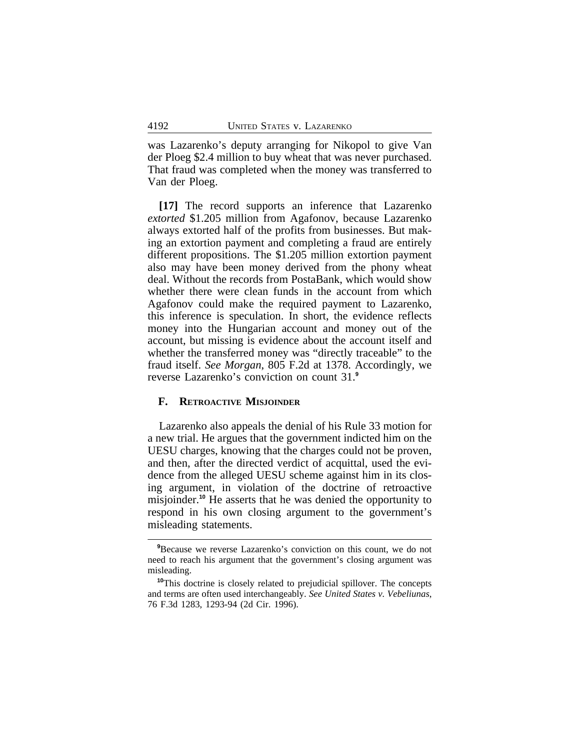was Lazarenko's deputy arranging for Nikopol to give Van der Ploeg $2.4 million to buy wheat that was never purchased. That fraud was completed when the money was transferred to Van der Ploeg.

**[17]** The record supports an inference that Lazarenko *extorted* $1.205 million from Agafonov, because Lazarenko always extorted half of the profits from businesses. But making an extortion payment and completing a fraud are entirely different propositions. The $1.205 million extortion payment also may have been money derived from the phony wheat deal. Without the records from PostaBank, which would show whether there were clean funds in the account from which Agafonov could make the required payment to Lazarenko, this inference is speculation. In short, the evidence reflects money into the Hungarian account and money out of the account, but missing is evidence about the account itself and whether the transferred money was "directly traceable" to the fraud itself. *See Morgan*, 805 F.2d at 1378. Accordingly, we reverse Lazarenko's conviction on count 31.[9]

### F. Retroactive Misjoinder

Lazarenko also appeals the denial of his Rule 33 motion for a new trial. He argues that the government indicted him on the UESU charges, knowing that the charges could not be proven, and then, after the directed verdict of acquittal, used the evidence from the alleged UESU scheme against him in its closing argument, in violation of the doctrine of retroactive misjoinder.[10] He asserts that he was denied the opportunity to respond in his own closing argument to the government's misleading statements.

[9] Because we reverse Lazarenko's conviction on this count, we do not need to reach his argument that the government's closing argument was misleading.

[10] This doctrine is closely related to prejudicial spillover. The concepts and terms are often used interchangeably. *See United States v. Vebeliunas*, 76 F.3d 1283, 1293-94 (2d Cir. 1996).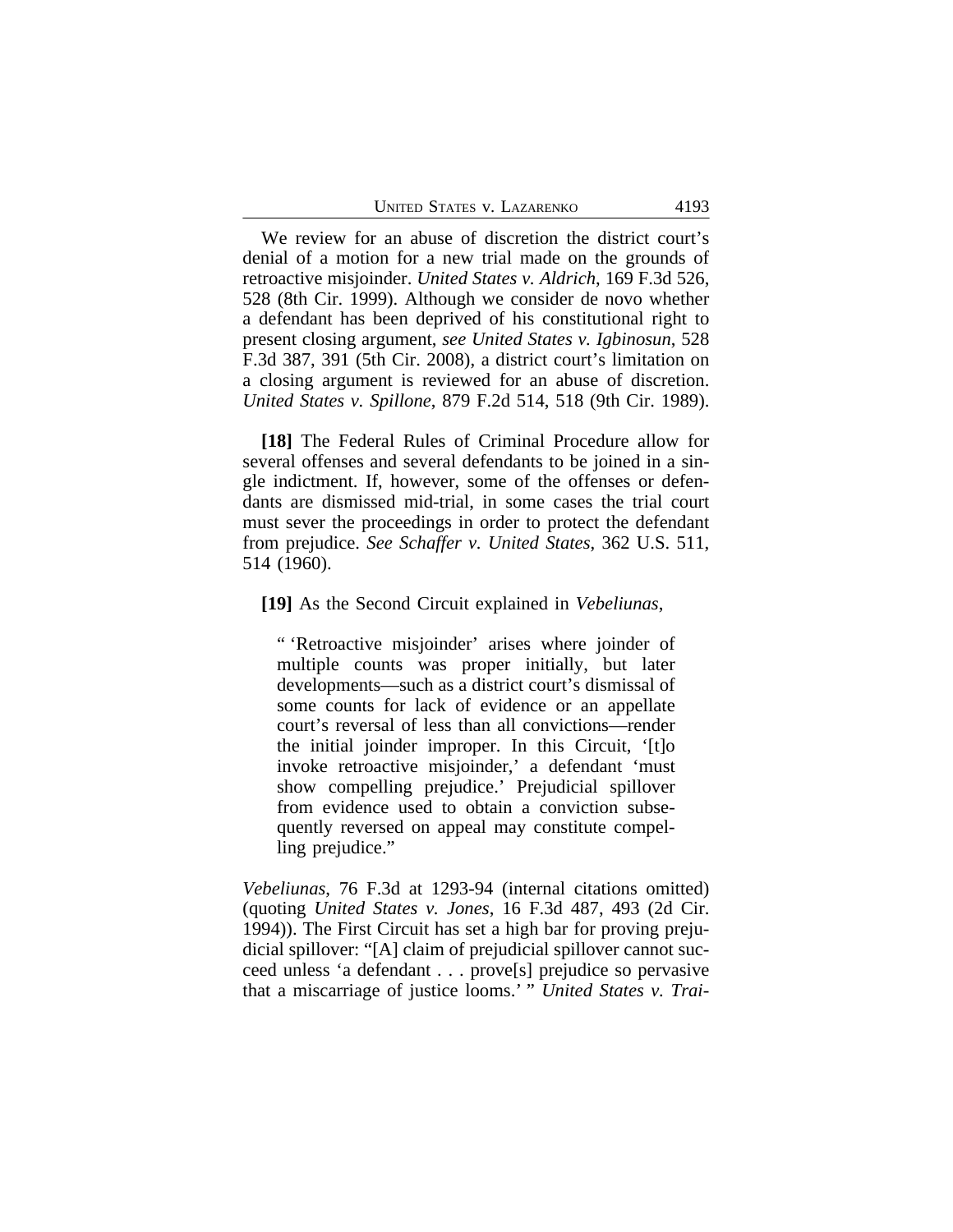We review for an abuse of discretion the district court's denial of a motion for a new trial made on the grounds of retroactive misjoinder. *United States v. Aldrich*, 169 F.3d 526, 528 (8th Cir. 1999). Although we consider de novo whether a defendant has been deprived of his constitutional right to present closing argument, *see United States v. Igbinosun*, 528 F.3d 387, 391 (5th Cir. 2008), a district court's limitation on a closing argument is reviewed for an abuse of discretion. *United States v. Spillone*, 879 F.2d 514, 518 (9th Cir. 1989).

**[18]** The Federal Rules of Criminal Procedure allow for several offenses and several defendants to be joined in a single indictment. If, however, some of the offenses or defendants are dismissed mid-trial, in some cases the trial court must sever the proceedings in order to protect the defendant from prejudice. *See Schaffer v. United States*, 362 U.S. 511, 514 (1960).

**[19]** As the Second Circuit explained in *Vebeliunas*,

> " 'Retroactive misjoinder' arises where joinder of multiple counts was proper initially, but later developments—such as a district court's dismissal of some counts for lack of evidence or an appellate court's reversal of less than all convictions—render the initial joinder improper. In this Circuit, '[t]o invoke retroactive misjoinder,' a defendant 'must show compelling prejudice.' Prejudicial spillover from evidence used to obtain a conviction subsequently reversed on appeal may constitute compelling prejudice."

*Vebeliunas*, 76 F.3d at 1293-94 (internal citations omitted) (quoting *United States v. Jones*, 16 F.3d 487, 493 (2d Cir. 1994)). The First Circuit has set a high bar for proving prejudicial spillover: "[A] claim of prejudicial spillover cannot succeed unless 'a defendant . . . prove[s] prejudice so pervasive that a miscarriage of justice looms.' " *United States v. Trai-*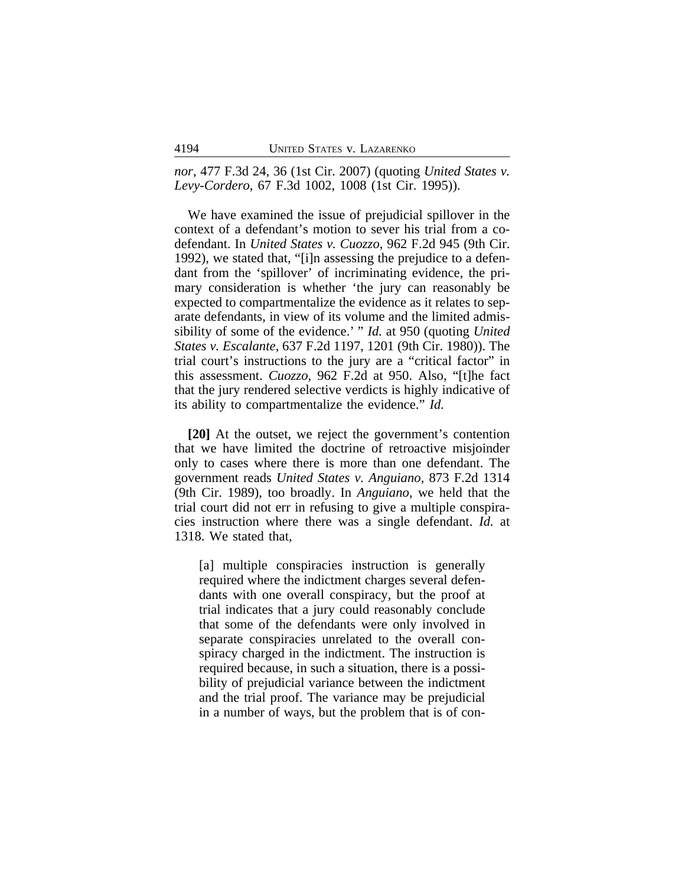*nor*, 477 F.3d 24, 36 (1st Cir. 2007) (quoting *United States v. Levy-Cordero*, 67 F.3d 1002, 1008 (1st Cir. 1995)).

We have examined the issue of prejudicial spillover in the context of a defendant's motion to sever his trial from a co-defendant. In *United States v. Cuozzo*, 962 F.2d 945 (9th Cir. 1992), we stated that, "[i]n assessing the prejudice to a defendant from the 'spillover' of incriminating evidence, the primary consideration is whether 'the jury can reasonably be expected to compartmentalize the evidence as it relates to separate defendants, in view of its volume and the limited admissibility of some of the evidence.' " *Id.* at 950 (quoting *United States v. Escalante*, 637 F.2d 1197, 1201 (9th Cir. 1980)). The trial court's instructions to the jury are a "critical factor" in this assessment. *Cuozzo*, 962 F.2d at 950. Also, "[t]he fact that the jury rendered selective verdicts is highly indicative of its ability to compartmentalize the evidence." *Id.*

**[20]** At the outset, we reject the government's contention that we have limited the doctrine of retroactive misjoinder only to cases where there is more than one defendant. The government reads *United States v. Anguiano*, 873 F.2d 1314 (9th Cir. 1989), too broadly. In *Anguiano*, we held that the trial court did not err in refusing to give a multiple conspiracies instruction where there was a single defendant. *Id.* at 1318. We stated that,

> [a] multiple conspiracies instruction is generally required where the indictment charges several defendants with one overall conspiracy, but the proof at trial indicates that a jury could reasonably conclude that some of the defendants were only involved in separate conspiracies unrelated to the overall conspiracy charged in the indictment. The instruction is required because, in such a situation, there is a possibility of prejudicial variance between the indictment and the trial proof. The variance may be prejudicial in a number of ways, but the problem that is of con-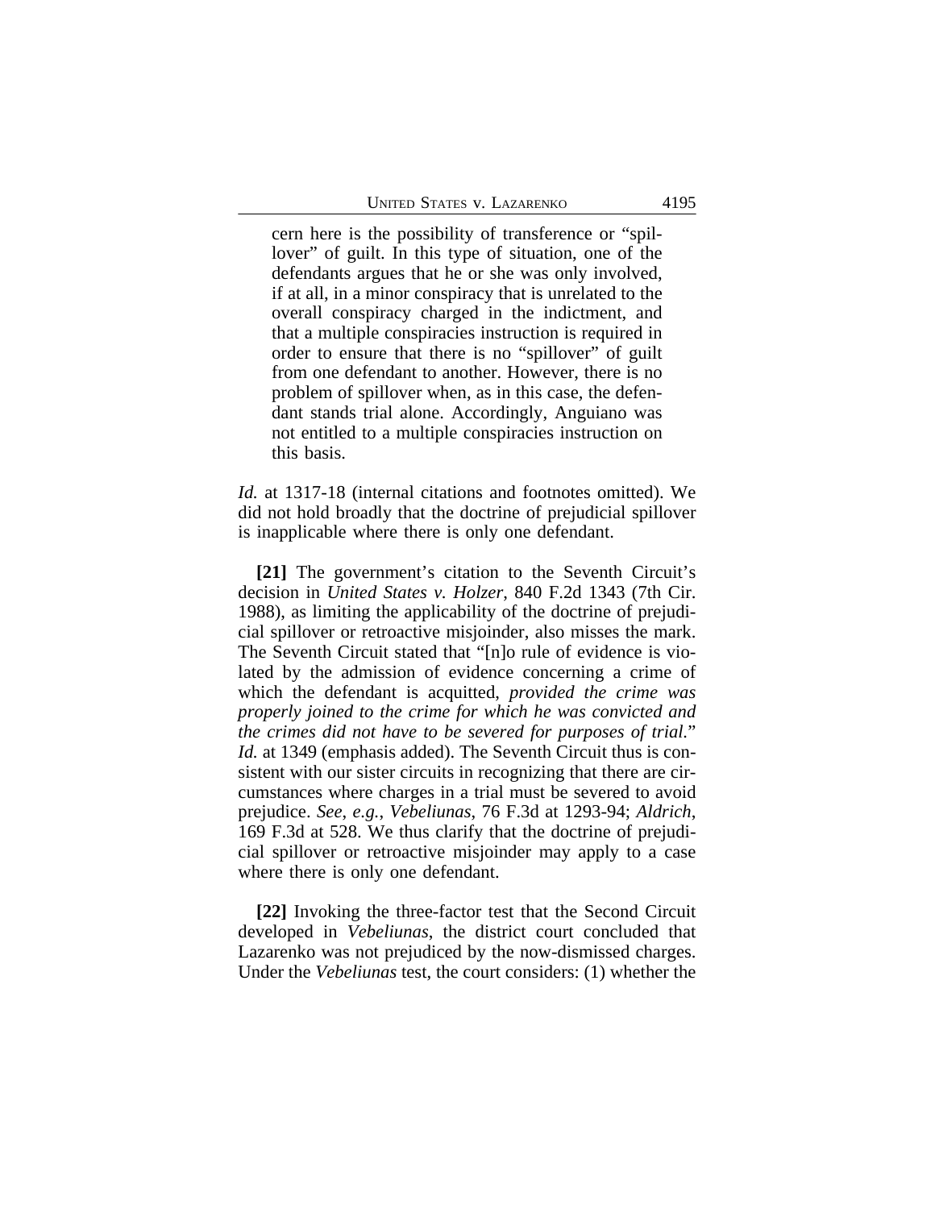> cern here is the possibility of transference or "spillover" of guilt. In this type of situation, one of the defendants argues that he or she was only involved, if at all, in a minor conspiracy that is unrelated to the overall conspiracy charged in the indictment, and that a multiple conspiracies instruction is required in order to ensure that there is no "spillover" of guilt from one defendant to another. However, there is no problem of spillover when, as in this case, the defendant stands trial alone. Accordingly, Anguiano was not entitled to a multiple conspiracies instruction on this basis.

*Id.* at 1317-18 (internal citations and footnotes omitted). We did not hold broadly that the doctrine of prejudicial spillover is inapplicable where there is only one defendant.

**[21]** The government's citation to the Seventh Circuit's decision in *United States v. Holzer*, 840 F.2d 1343 (7th Cir. 1988), as limiting the applicability of the doctrine of prejudicial spillover or retroactive misjoinder, also misses the mark. The Seventh Circuit stated that "[n]o rule of evidence is violated by the admission of evidence concerning a crime of which the defendant is acquitted, *provided the crime was properly joined to the crime for which he was convicted and the crimes did not have to be severed for purposes of trial.*" *Id.* at 1349 (emphasis added). The Seventh Circuit thus is consistent with our sister circuits in recognizing that there are circumstances where charges in a trial must be severed to avoid prejudice. *See, e.g.*, *Vebeliunas*, 76 F.3d at 1293-94; *Aldrich*, 169 F.3d at 528. We thus clarify that the doctrine of prejudicial spillover or retroactive misjoinder may apply to a case where there is only one defendant.

**[22]** Invoking the three-factor test that the Second Circuit developed in *Vebeliunas*, the district court concluded that Lazarenko was not prejudiced by the now-dismissed charges. Under the *Vebeliunas* test, the court considers: (1) whether the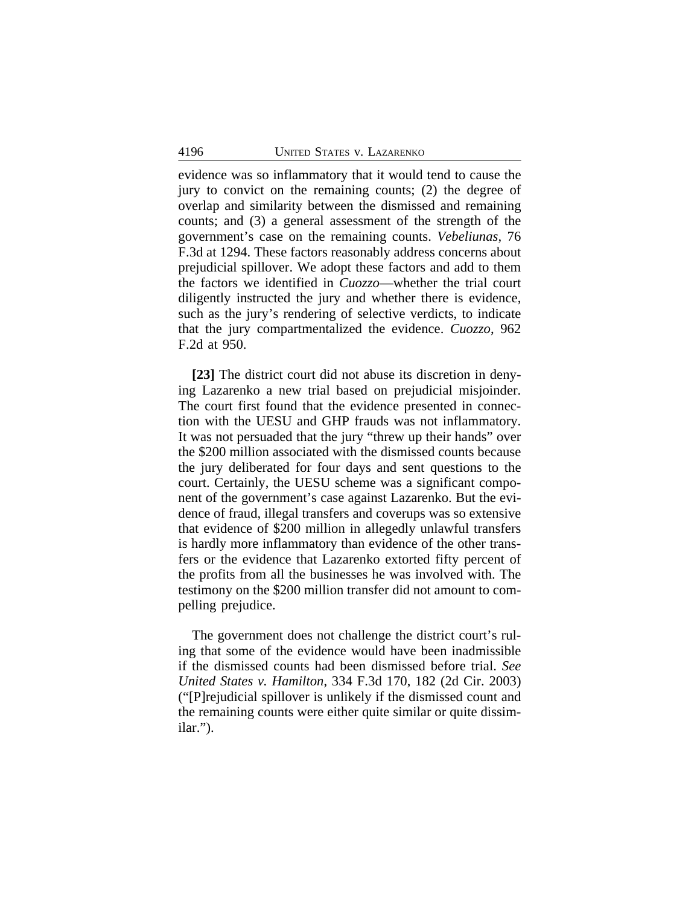evidence was so inflammatory that it would tend to cause the jury to convict on the remaining counts; (2) the degree of overlap and similarity between the dismissed and remaining counts; and (3) a general assessment of the strength of the government's case on the remaining counts. *Vebeliunas*, 76 F.3d at 1294. These factors reasonably address concerns about prejudicial spillover. We adopt these factors and add to them the factors we identified in *Cuozzo*—whether the trial court diligently instructed the jury and whether there is evidence, such as the jury's rendering of selective verdicts, to indicate that the jury compartmentalized the evidence. *Cuozzo*, 962 F.2d at 950.

**[23]** The district court did not abuse its discretion in denying Lazarenko a new trial based on prejudicial misjoinder. The court first found that the evidence presented in connection with the UESU and GHP frauds was not inflammatory. It was not persuaded that the jury "threw up their hands" over the $200 million associated with the dismissed counts because the jury deliberated for four days and sent questions to the court. Certainly, the UESU scheme was a significant component of the government's case against Lazarenko. But the evidence of fraud, illegal transfers and coverups was so extensive that evidence of $200 million in allegedly unlawful transfers is hardly more inflammatory than evidence of the other transfers or the evidence that Lazarenko extorted fifty percent of the profits from all the businesses he was involved with. The testimony on the $200 million transfer did not amount to compelling prejudice.

The government does not challenge the district court's ruling that some of the evidence would have been inadmissible if the dismissed counts had been dismissed before trial. *See United States v. Hamilton*, 334 F.3d 170, 182 (2d Cir. 2003) ("[P]rejudicial spillover is unlikely if the dismissed count and the remaining counts were either quite similar or quite dissimilar.").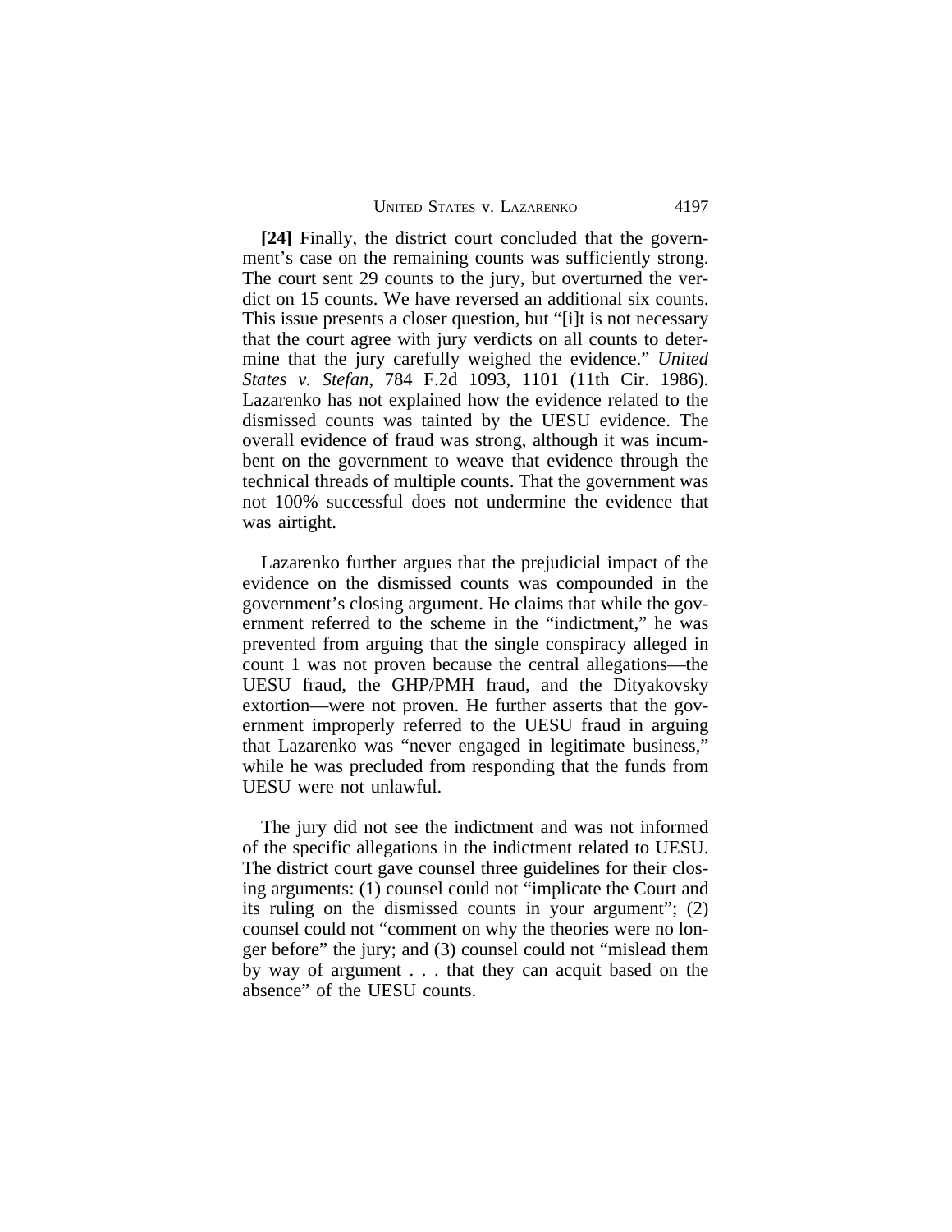**[24]** Finally, the district court concluded that the government's case on the remaining counts was sufficiently strong. The court sent 29 counts to the jury, but overturned the verdict on 15 counts. We have reversed an additional six counts. This issue presents a closer question, but "[i]t is not necessary that the court agree with jury verdicts on all counts to determine that the jury carefully weighed the evidence." *United States v. Stefan*, 784 F.2d 1093, 1101 (11th Cir. 1986). Lazarenko has not explained how the evidence related to the dismissed counts was tainted by the UESU evidence. The overall evidence of fraud was strong, although it was incumbent on the government to weave that evidence through the technical threads of multiple counts. That the government was not 100% successful does not undermine the evidence that was airtight.

Lazarenko further argues that the prejudicial impact of the evidence on the dismissed counts was compounded in the government's closing argument. He claims that while the government referred to the scheme in the "indictment," he was prevented from arguing that the single conspiracy alleged in count 1 was not proven because the central allegations—the UESU fraud, the GHP/PMH fraud, and the Dityakovsky extortion—were not proven. He further asserts that the government improperly referred to the UESU fraud in arguing that Lazarenko was "never engaged in legitimate business," while he was precluded from responding that the funds from UESU were not unlawful.

The jury did not see the indictment and was not informed of the specific allegations in the indictment related to UESU. The district court gave counsel three guidelines for their closing arguments: (1) counsel could not "implicate the Court and its ruling on the dismissed counts in your argument"; (2) counsel could not "comment on why the theories were no longer before" the jury; and (3) counsel could not "mislead them by way of argument . . . that they can acquit based on the absence" of the UESU counts.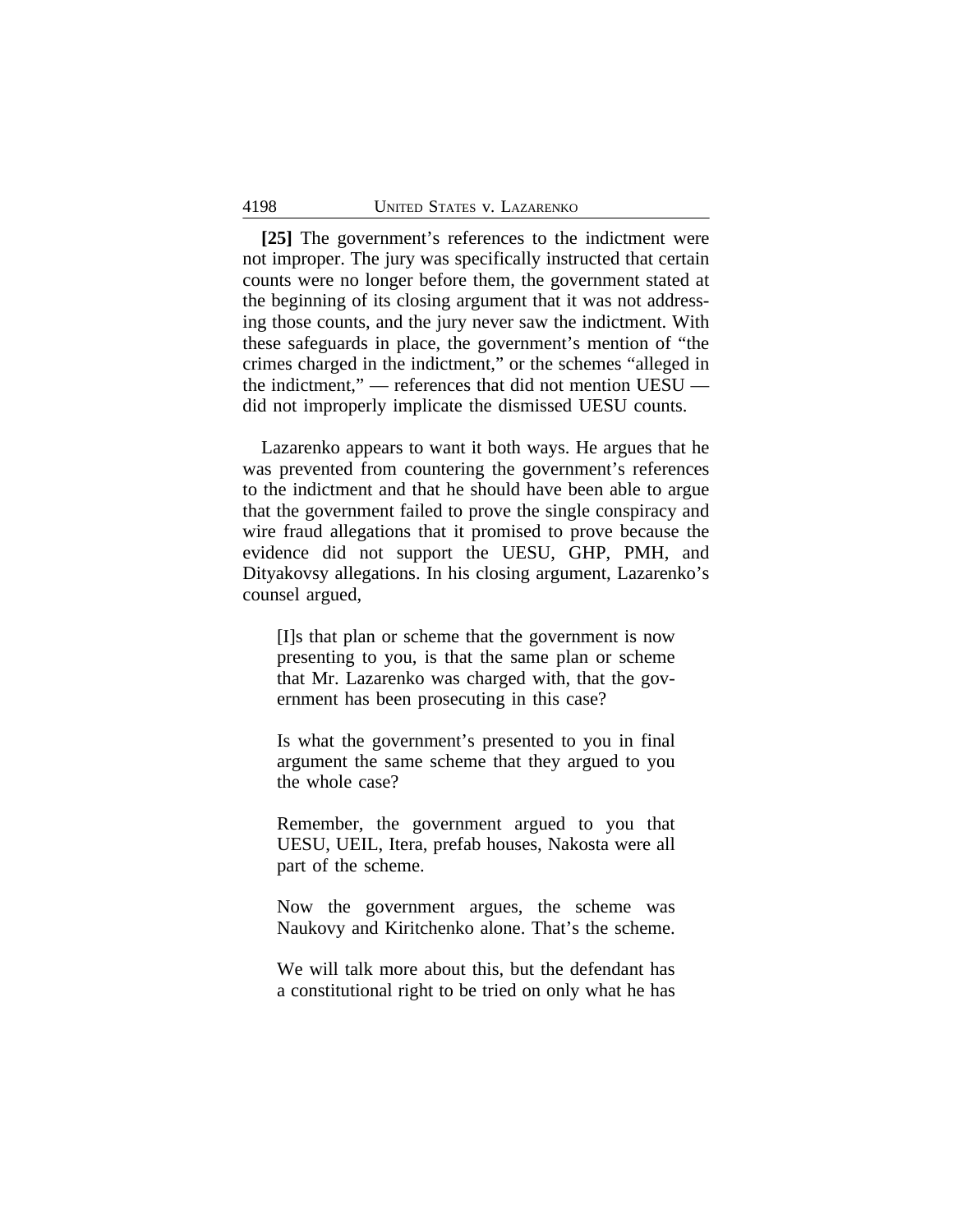**[25]** The government's references to the indictment were not improper. The jury was specifically instructed that certain counts were no longer before them, the government stated at the beginning of its closing argument that it was not addressing those counts, and the jury never saw the indictment. With these safeguards in place, the government's mention of "the crimes charged in the indictment," or the schemes "alleged in the indictment," — references that did not mention UESU — did not improperly implicate the dismissed UESU counts.

Lazarenko appears to want it both ways. He argues that he was prevented from countering the government's references to the indictment and that he should have been able to argue that the government failed to prove the single conspiracy and wire fraud allegations that it promised to prove because the evidence did not support the UESU, GHP, PMH, and Dityakovsy allegations. In his closing argument, Lazarenko's counsel argued,

> [I]s that plan or scheme that the government is now presenting to you, is that the same plan or scheme that Mr. Lazarenko was charged with, that the government has been prosecuting in this case?
>
> Is what the government's presented to you in final argument the same scheme that they argued to you the whole case?
>
> Remember, the government argued to you that UESU, UEIL, Itera, prefab houses, Nakosta were all part of the scheme.
>
> Now the government argues, the scheme was Naukovy and Kiritchenko alone. That's the scheme.
>
> We will talk more about this, but the defendant has a constitutional right to be tried on only what he has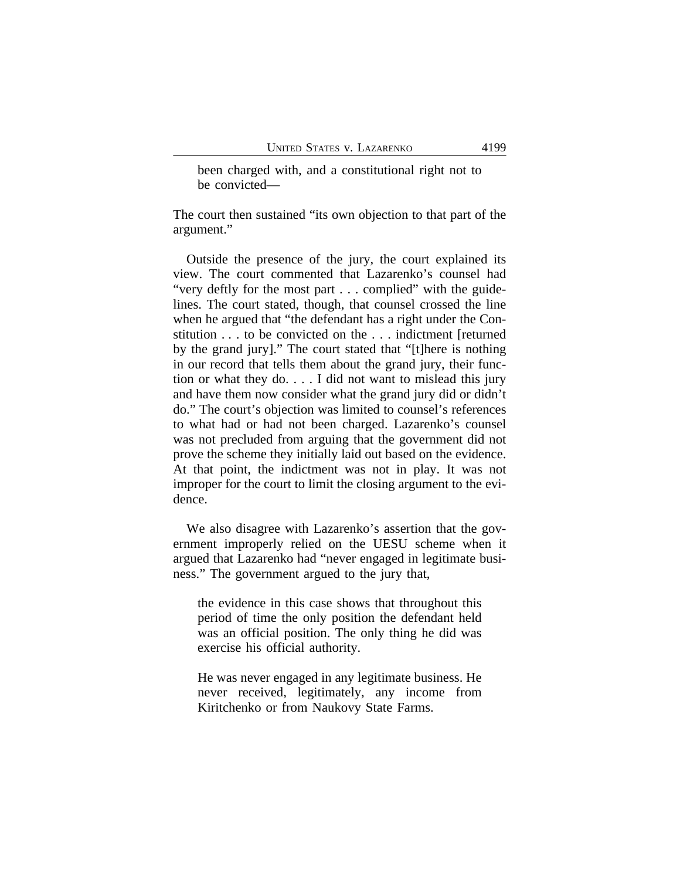> been charged with, and a constitutional right not to be convicted—

The court then sustained "its own objection to that part of the argument."

Outside the presence of the jury, the court explained its view. The court commented that Lazarenko's counsel had "very deftly for the most part . . . complied" with the guidelines. The court stated, though, that counsel crossed the line when he argued that "the defendant has a right under the Constitution . . . to be convicted on the . . . indictment [returned by the grand jury]." The court stated that "[t]here is nothing in our record that tells them about the grand jury, their function or what they do. . . . I did not want to mislead this jury and have them now consider what the grand jury did or didn't do." The court's objection was limited to counsel's references to what had or had not been charged. Lazarenko's counsel was not precluded from arguing that the government did not prove the scheme they initially laid out based on the evidence. At that point, the indictment was not in play. It was not improper for the court to limit the closing argument to the evidence.

We also disagree with Lazarenko's assertion that the government improperly relied on the UESU scheme when it argued that Lazarenko had "never engaged in legitimate business." The government argued to the jury that,

> the evidence in this case shows that throughout this period of time the only position the defendant held was an official position. The only thing he did was exercise his official authority.
>
> He was never engaged in any legitimate business. He never received, legitimately, any income from Kiritchenko or from Naukovy State Farms.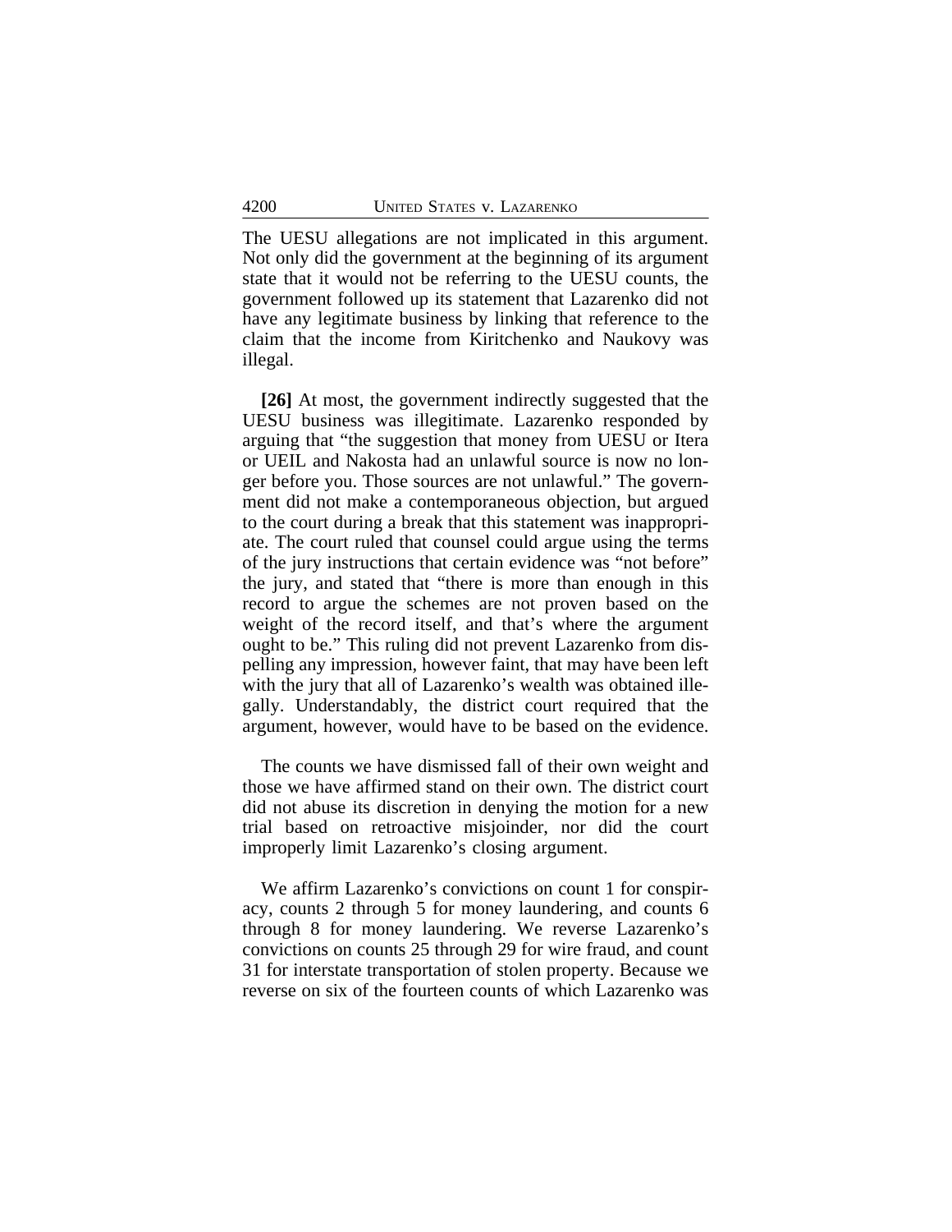The UESU allegations are not implicated in this argument. Not only did the government at the beginning of its argument state that it would not be referring to the UESU counts, the government followed up its statement that Lazarenko did not have any legitimate business by linking that reference to the claim that the income from Kiritchenko and Naukovy was illegal.

**[26]** At most, the government indirectly suggested that the UESU business was illegitimate. Lazarenko responded by arguing that "the suggestion that money from UESU or Itera or UEIL and Nakosta had an unlawful source is now no longer before you. Those sources are not unlawful." The government did not make a contemporaneous objection, but argued to the court during a break that this statement was inappropriate. The court ruled that counsel could argue using the terms of the jury instructions that certain evidence was "not before" the jury, and stated that "there is more than enough in this record to argue the schemes are not proven based on the weight of the record itself, and that's where the argument ought to be." This ruling did not prevent Lazarenko from dispelling any impression, however faint, that may have been left with the jury that all of Lazarenko's wealth was obtained illegally. Understandably, the district court required that the argument, however, would have to be based on the evidence.

The counts we have dismissed fall of their own weight and those we have affirmed stand on their own. The district court did not abuse its discretion in denying the motion for a new trial based on retroactive misjoinder, nor did the court improperly limit Lazarenko's closing argument.

We affirm Lazarenko's convictions on count 1 for conspiracy, counts 2 through 5 for money laundering, and counts 6 through 8 for money laundering. We reverse Lazarenko's convictions on counts 25 through 29 for wire fraud, and count 31 for interstate transportation of stolen property. Because we reverse on six of the fourteen counts of which Lazarenko was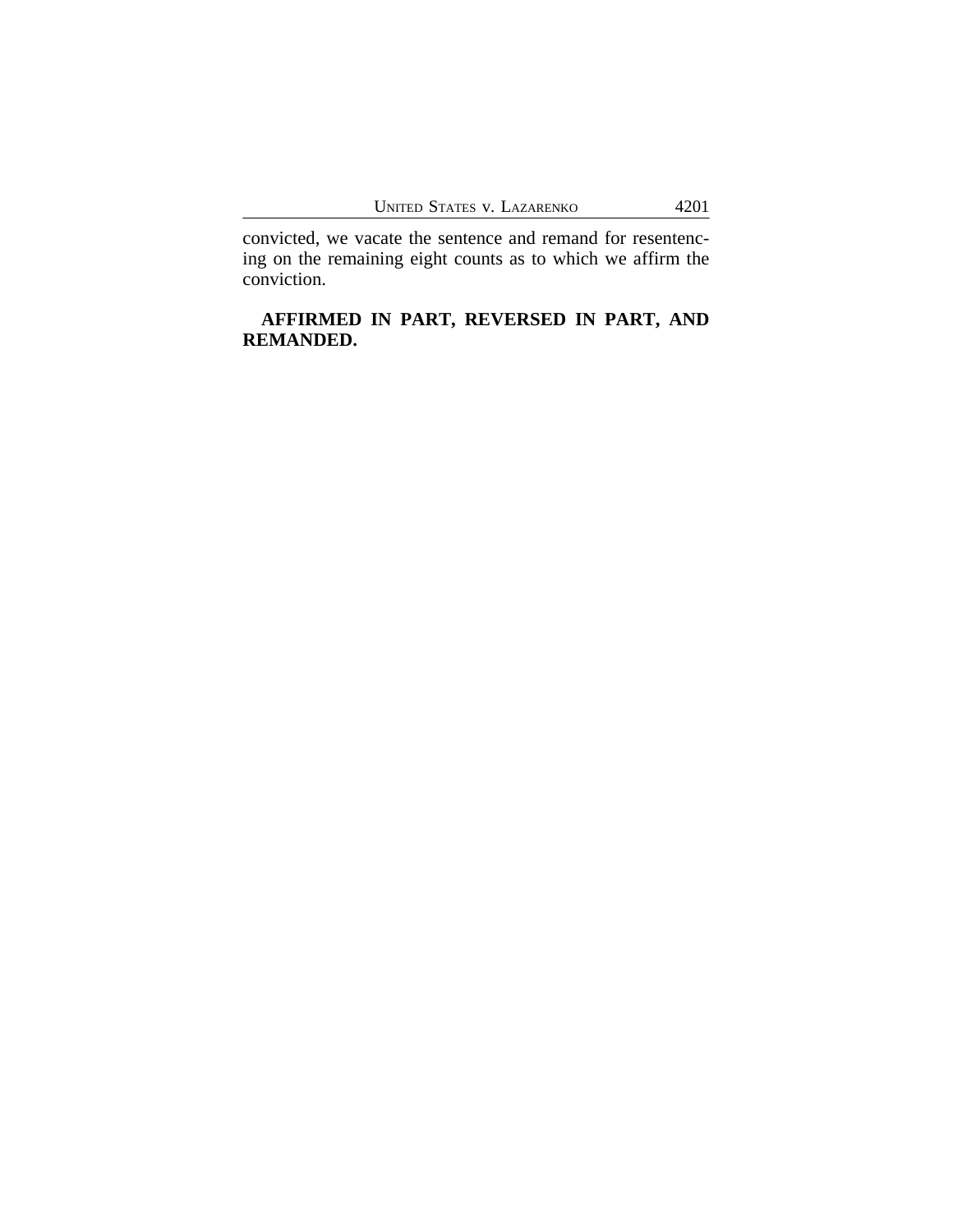convicted, we vacate the sentence and remand for resentencing on the remaining eight counts as to which we affirm the conviction.

**AFFIRMED IN PART, REVERSED IN PART, AND REMANDED.**